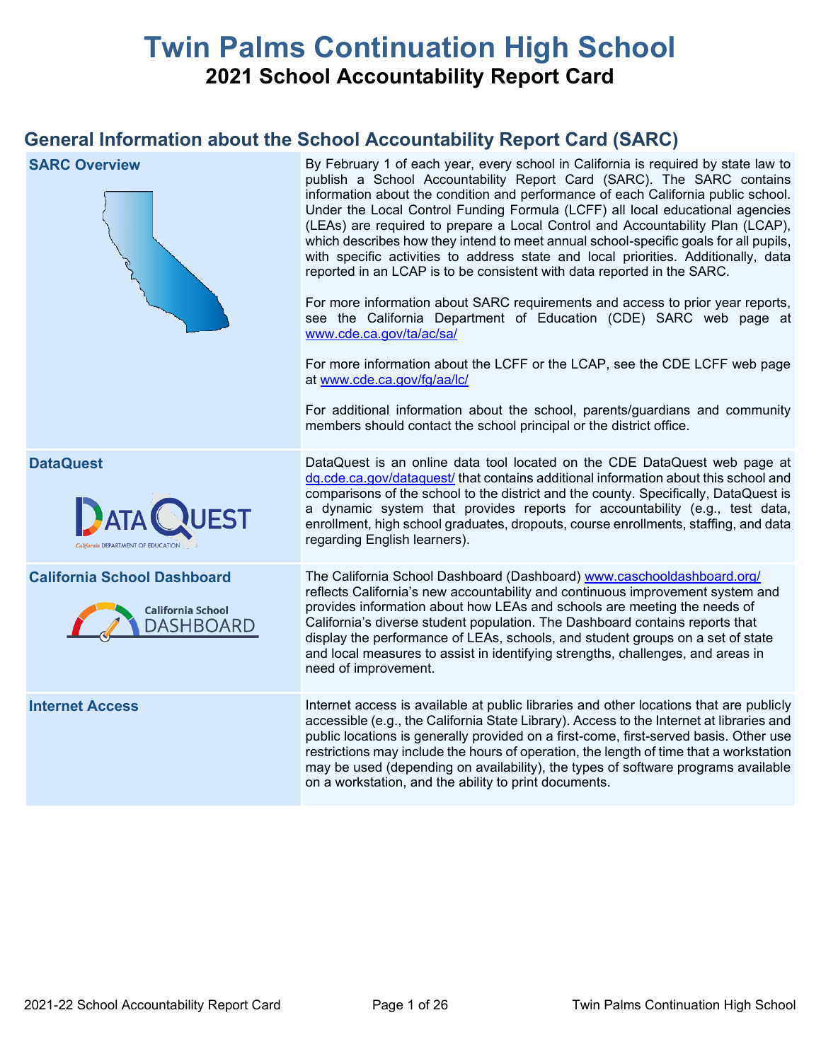# Twin Palms Continuation High School

## 2021 School Accountability Report Card

## General Information about the School Accountability Report Card (SARC)

| | |
|---|---|
| **SARC Overview** | By February 1 of each year, every school in California is required by state law to publish a School Accountability Report Card (SARC). The SARC contains information about the condition and performance of each California public school. Under the Local Control Funding Formula (LCFF) all local educational agencies (LEAs) are required to prepare a Local Control and Accountability Plan (LCAP), which describes how they intend to meet annual school-specific goals for all pupils, with specific activities to address state and local priorities. Additionally, data reported in an LCAP is to be consistent with data reported in the SARC.<br><br>For more information about SARC requirements and access to prior year reports, see the California Department of Education (CDE) SARC web page at www.cde.ca.gov/ta/ac/sa/<br><br>For more information about the LCFF or the LCAP, see the CDE LCFF web page at www.cde.ca.gov/fg/aa/lc/<br><br>For additional information about the school, parents/guardians and community members should contact the school principal or the district office. |
| **DataQuest** | DataQuest is an online data tool located on the CDE DataQuest web page at dq.cde.ca.gov/dataquest/ that contains additional information about this school and comparisons of the school to the district and the county. Specifically, DataQuest is a dynamic system that provides reports for accountability (e.g., test data, enrollment, high school graduates, dropouts, course enrollments, staffing, and data regarding English learners). |
| **California School Dashboard** | The California School Dashboard (Dashboard) www.caschooldashboard.org/ reflects California's new accountability and continuous improvement system and provides information about how LEAs and schools are meeting the needs of California's diverse student population. The Dashboard contains reports that display the performance of LEAs, schools, and student groups on a set of state and local measures to assist in identifying strengths, challenges, and areas in need of improvement. |
| **Internet Access** | Internet access is available at public libraries and other locations that are publicly accessible (e.g., the California State Library). Access to the Internet at libraries and public locations is generally provided on a first-come, first-served basis. Other use restrictions may include the hours of operation, the length of time that a workstation may be used (depending on availability), the types of software programs available on a workstation, and the ability to print documents. |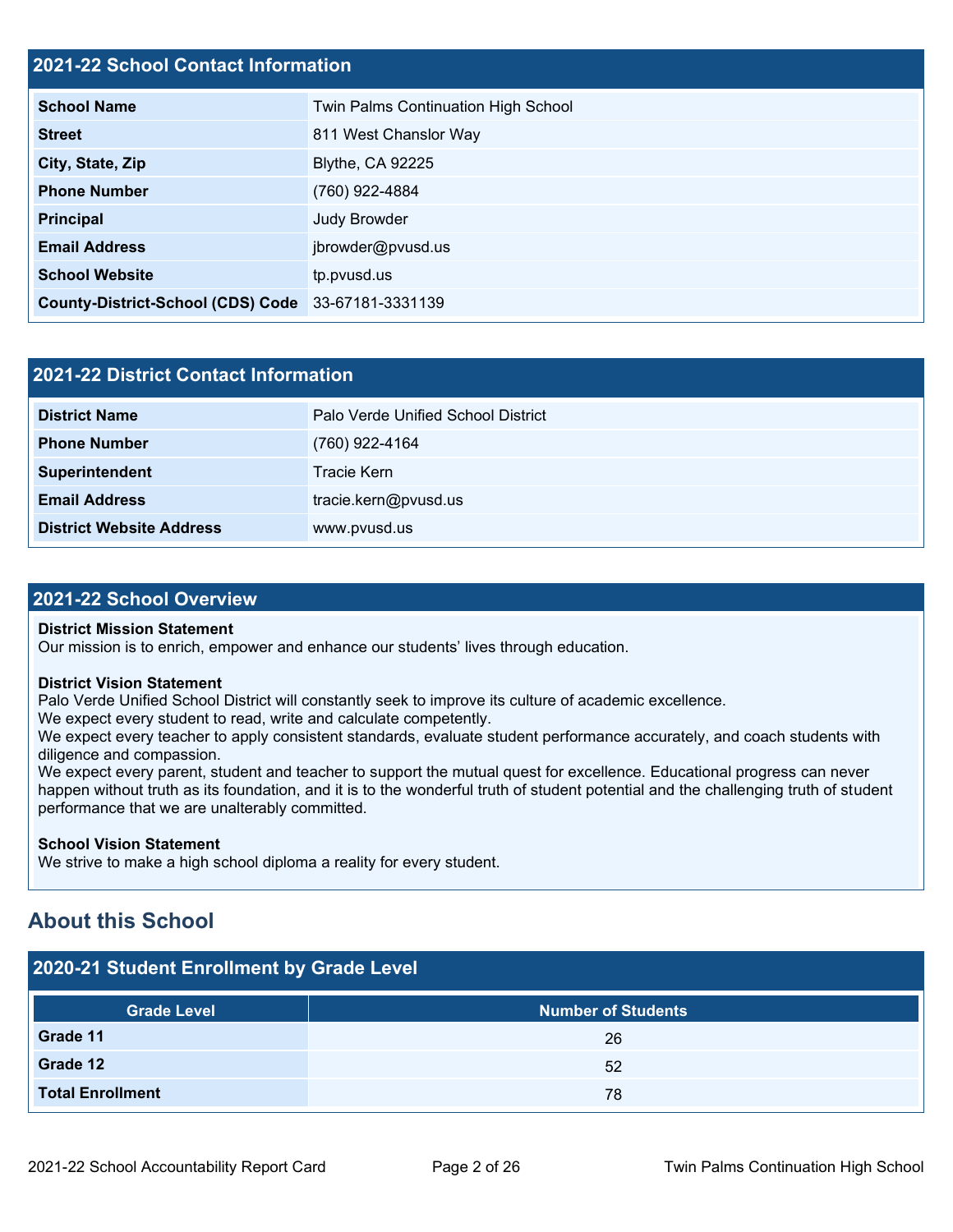## 2021-22 School Contact Information

| | |
|---|---|
| **School Name** | Twin Palms Continuation High School |
| **Street** | 811 West Chanslor Way |
| **City, State, Zip** | Blythe, CA 92225 |
| **Phone Number** | (760) 922-4884 |
| **Principal** | Judy Browder |
| **Email Address** | jbrowder@pvusd.us |
| **School Website** | tp.pvusd.us |
| **County-District-School (CDS) Code** | 33-67181-3331139 |

## 2021-22 District Contact Information

| | |
|---|---|
| **District Name** | Palo Verde Unified School District |
| **Phone Number** | (760) 922-4164 |
| **Superintendent** | Tracie Kern |
| **Email Address** | tracie.kern@pvusd.us |
| **District Website Address** | www.pvusd.us |

## 2021-22 School Overview

**District Mission Statement**
Our mission is to enrich, empower and enhance our students' lives through education.

**District Vision Statement**
Palo Verde Unified School District will constantly seek to improve its culture of academic excellence.
We expect every student to read, write and calculate competently.
We expect every teacher to apply consistent standards, evaluate student performance accurately, and coach students with diligence and compassion.
We expect every parent, student and teacher to support the mutual quest for excellence. Educational progress can never happen without truth as its foundation, and it is to the wonderful truth of student potential and the challenging truth of student performance that we are unalterably committed.

**School Vision Statement**
We strive to make a high school diploma a reality for every student.

# About this School

## 2020-21 Student Enrollment by Grade Level

| Grade Level | Number of Students |
|---|---|
| **Grade 11** | 26 |
| **Grade 12** | 52 |
| **Total Enrollment** | 78 |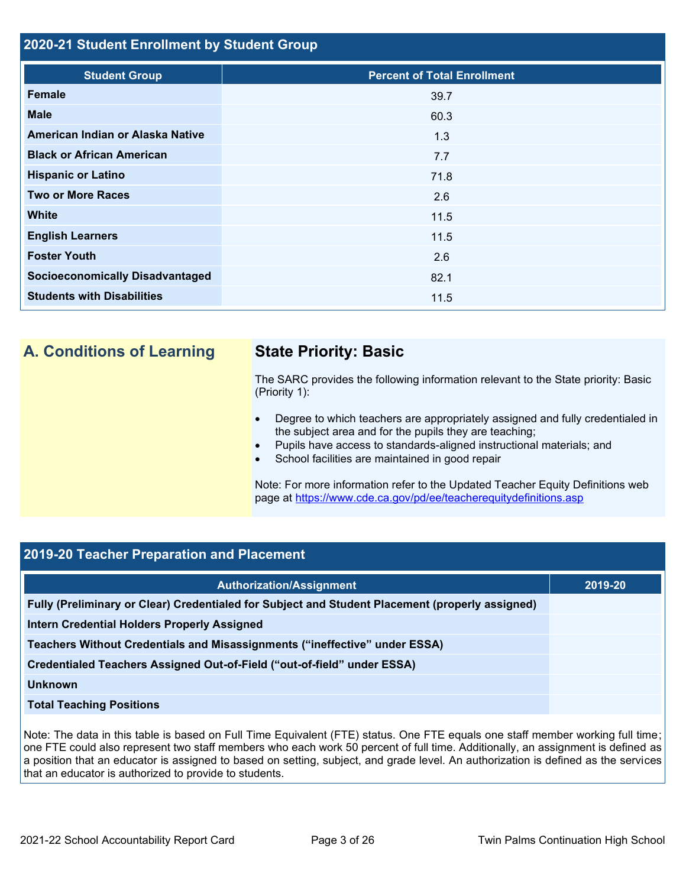## 2020-21 Student Enrollment by Student Group

| Student Group | Percent of Total Enrollment |
| --- | --- |
| **Female** | 39.7 |
| **Male** | 60.3 |
| **American Indian or Alaska Native** | 1.3 |
| **Black or African American** | 7.7 |
| **Hispanic or Latino** | 71.8 |
| **Two or More Races** | 2.6 |
| **White** | 11.5 |
| **English Learners** | 11.5 |
| **Foster Youth** | 2.6 |
| **Socioeconomically Disadvantaged** | 82.1 |
| **Students with Disabilities** | 11.5 |

## A. Conditions of Learning

### State Priority: Basic

The SARC provides the following information relevant to the State priority: Basic (Priority 1):

- Degree to which teachers are appropriately assigned and fully credentialed in the subject area and for the pupils they are teaching;
- Pupils have access to standards-aligned instructional materials; and
- School facilities are maintained in good repair

Note: For more information refer to the Updated Teacher Equity Definitions web page at https://www.cde.ca.gov/pd/ee/teacherequitydefinitions.asp

## 2019-20 Teacher Preparation and Placement

| Authorization/Assignment | 2019-20 |
| --- | --- |
| **Fully (Preliminary or Clear) Credentialed for Subject and Student Placement (properly assigned)** | |
| **Intern Credential Holders Properly Assigned** | |
| **Teachers Without Credentials and Misassignments ("ineffective" under ESSA)** | |
| **Credentialed Teachers Assigned Out-of-Field ("out-of-field" under ESSA)** | |
| **Unknown** | |
| **Total Teaching Positions** | |

Note: The data in this table is based on Full Time Equivalent (FTE) status. One FTE equals one staff member working full time; one FTE could also represent two staff members who each work 50 percent of full time. Additionally, an assignment is defined as a position that an educator is assigned to based on setting, subject, and grade level. An authorization is defined as the services that an educator is authorized to provide to students.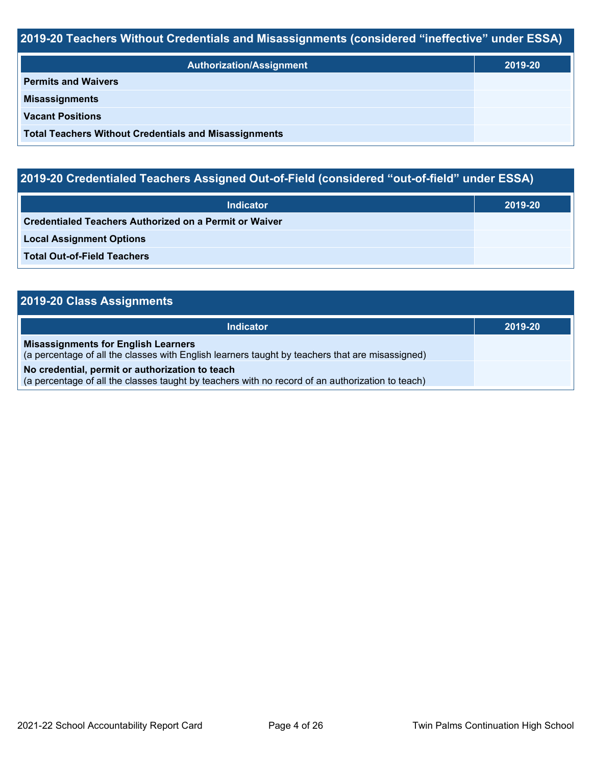## 2019-20 Teachers Without Credentials and Misassignments (considered "ineffective" under ESSA)

| Authorization/Assignment | 2019-20 |
| --- | --- |
| **Permits and Waivers** | |
| **Misassignments** | |
| **Vacant Positions** | |
| **Total Teachers Without Credentials and Misassignments** | |

## 2019-20 Credentialed Teachers Assigned Out-of-Field (considered "out-of-field" under ESSA)

| Indicator | 2019-20 |
| --- | --- |
| **Credentialed Teachers Authorized on a Permit or Waiver** | |
| **Local Assignment Options** | |
| **Total Out-of-Field Teachers** | |

## 2019-20 Class Assignments

| Indicator | 2019-20 |
| --- | --- |
| **Misassignments for English Learners** (a percentage of all the classes with English learners taught by teachers that are misassigned) | |
| **No credential, permit or authorization to teach** (a percentage of all the classes taught by teachers with no record of an authorization to teach) | |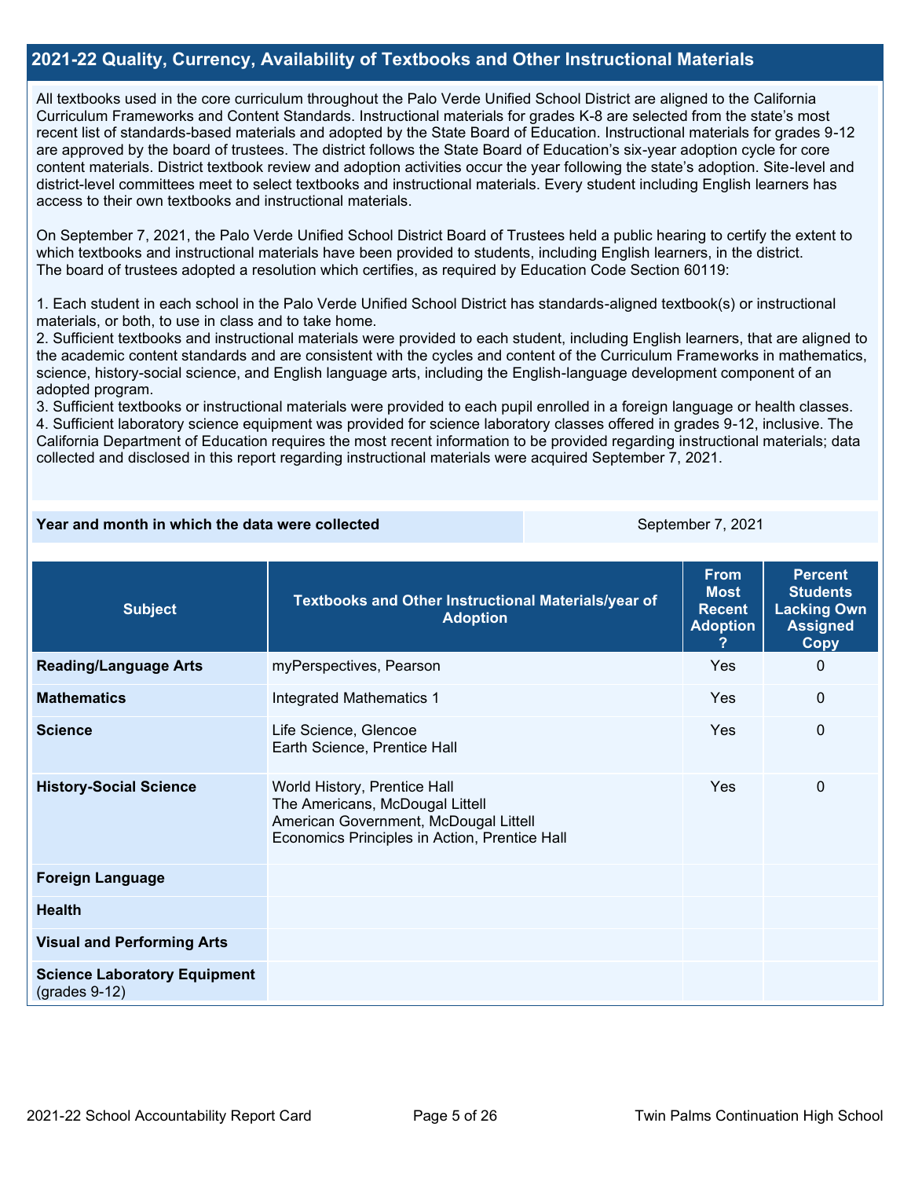## 2021-22 Quality, Currency, Availability of Textbooks and Other Instructional Materials

All textbooks used in the core curriculum throughout the Palo Verde Unified School District are aligned to the California Curriculum Frameworks and Content Standards. Instructional materials for grades K-8 are selected from the state's most recent list of standards-based materials and adopted by the State Board of Education. Instructional materials for grades 9-12 are approved by the board of trustees. The district follows the State Board of Education's six-year adoption cycle for core content materials. District textbook review and adoption activities occur the year following the state's adoption. Site-level and district-level committees meet to select textbooks and instructional materials. Every student including English learners has access to their own textbooks and instructional materials.

On September 7, 2021, the Palo Verde Unified School District Board of Trustees held a public hearing to certify the extent to which textbooks and instructional materials have been provided to students, including English learners, in the district. The board of trustees adopted a resolution which certifies, as required by Education Code Section 60119:

1. Each student in each school in the Palo Verde Unified School District has standards-aligned textbook(s) or instructional materials, or both, to use in class and to take home.
2. Sufficient textbooks and instructional materials were provided to each student, including English learners, that are aligned to the academic content standards and are consistent with the cycles and content of the Curriculum Frameworks in mathematics, science, history-social science, and English language arts, including the English-language development component of an adopted program.
3. Sufficient textbooks or instructional materials were provided to each pupil enrolled in a foreign language or health classes.
4. Sufficient laboratory science equipment was provided for science laboratory classes offered in grades 9-12, inclusive. The California Department of Education requires the most recent information to be provided regarding instructional materials; data collected and disclosed in this report regarding instructional materials were acquired September 7, 2021.

| Year and month in which the data were collected | September 7, 2021 |
|---|---|

| Subject | Textbooks and Other Instructional Materials/year of Adoption | From Most Recent Adoption ? | Percent Students Lacking Own Assigned Copy |
|---|---|---|---|
| **Reading/Language Arts** | myPerspectives, Pearson | Yes | 0 |
| **Mathematics** | Integrated Mathematics 1 | Yes | 0 |
| **Science** | Life Science, Glencoe<br>Earth Science, Prentice Hall | Yes | 0 |
| **History-Social Science** | World History, Prentice Hall<br>The Americans, McDougal Littell<br>American Government, McDougal Littell<br>Economics Principles in Action, Prentice Hall | Yes | 0 |
| **Foreign Language** | | | |
| **Health** | | | |
| **Visual and Performing Arts** | | | |
| **Science Laboratory Equipment** (grades 9-12) | | | |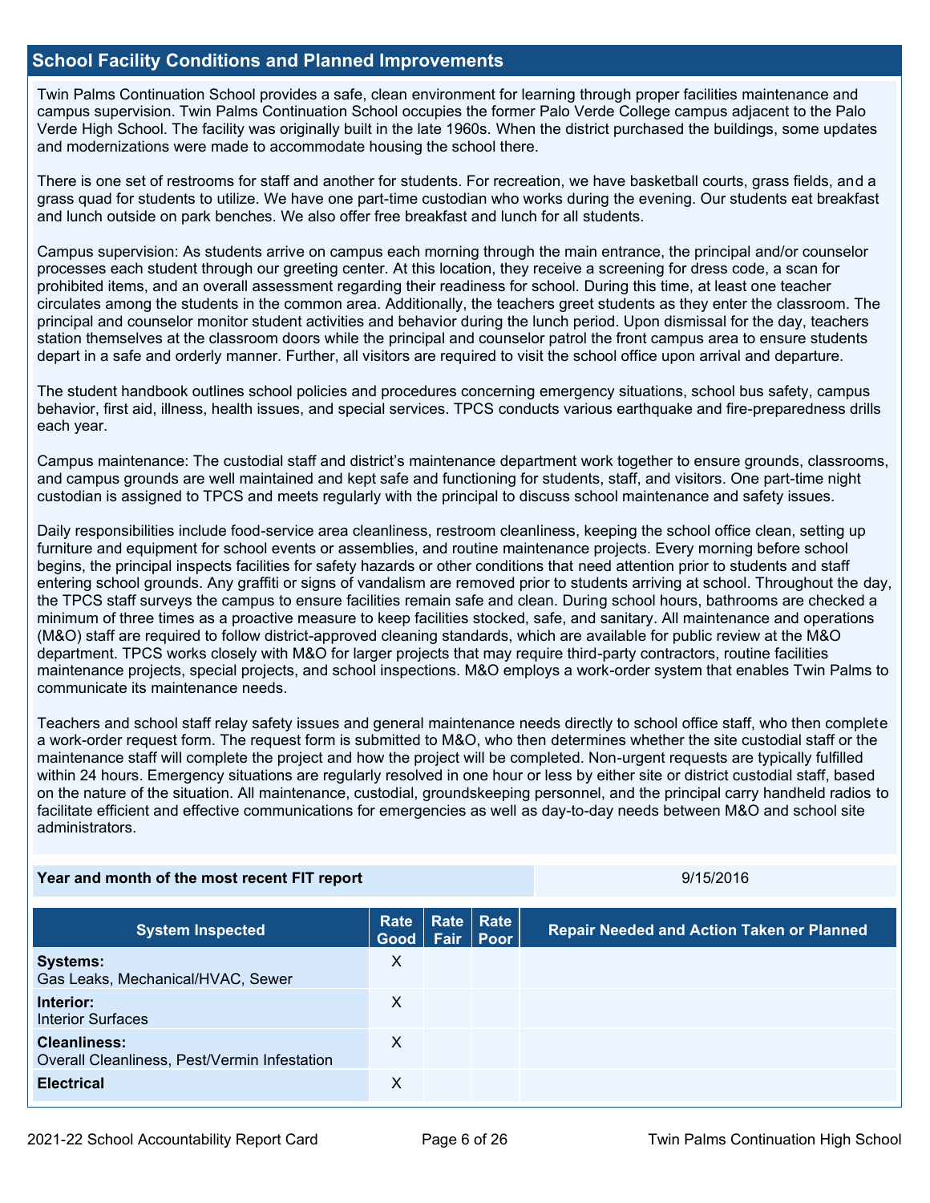## School Facility Conditions and Planned Improvements

Twin Palms Continuation School provides a safe, clean environment for learning through proper facilities maintenance and campus supervision. Twin Palms Continuation School occupies the former Palo Verde College campus adjacent to the Palo Verde High School. The facility was originally built in the late 1960s. When the district purchased the buildings, some updates and modernizations were made to accommodate housing the school there.

There is one set of restrooms for staff and another for students. For recreation, we have basketball courts, grass fields, and a grass quad for students to utilize. We have one part-time custodian who works during the evening. Our students eat breakfast and lunch outside on park benches. We also offer free breakfast and lunch for all students.

Campus supervision: As students arrive on campus each morning through the main entrance, the principal and/or counselor processes each student through our greeting center. At this location, they receive a screening for dress code, a scan for prohibited items, and an overall assessment regarding their readiness for school. During this time, at least one teacher circulates among the students in the common area. Additionally, the teachers greet students as they enter the classroom. The principal and counselor monitor student activities and behavior during the lunch period. Upon dismissal for the day, teachers station themselves at the classroom doors while the principal and counselor patrol the front campus area to ensure students depart in a safe and orderly manner. Further, all visitors are required to visit the school office upon arrival and departure.

The student handbook outlines school policies and procedures concerning emergency situations, school bus safety, campus behavior, first aid, illness, health issues, and special services. TPCS conducts various earthquake and fire-preparedness drills each year.

Campus maintenance: The custodial staff and district's maintenance department work together to ensure grounds, classrooms, and campus grounds are well maintained and kept safe and functioning for students, staff, and visitors. One part-time night custodian is assigned to TPCS and meets regularly with the principal to discuss school maintenance and safety issues.

Daily responsibilities include food-service area cleanliness, restroom cleanliness, keeping the school office clean, setting up furniture and equipment for school events or assemblies, and routine maintenance projects. Every morning before school begins, the principal inspects facilities for safety hazards or other conditions that need attention prior to students and staff entering school grounds. Any graffiti or signs of vandalism are removed prior to students arriving at school. Throughout the day, the TPCS staff surveys the campus to ensure facilities remain safe and clean. During school hours, bathrooms are checked a minimum of three times as a proactive measure to keep facilities stocked, safe, and sanitary. All maintenance and operations (M&O) staff are required to follow district-approved cleaning standards, which are available for public review at the M&O department. TPCS works closely with M&O for larger projects that may require third-party contractors, routine facilities maintenance projects, special projects, and school inspections. M&O employs a work-order system that enables Twin Palms to communicate its maintenance needs.

Teachers and school staff relay safety issues and general maintenance needs directly to school office staff, who then complete a work-order request form. The request form is submitted to M&O, who then determines whether the site custodial staff or the maintenance staff will complete the project and how the project will be completed. Non-urgent requests are typically fulfilled within 24 hours. Emergency situations are regularly resolved in one hour or less by either site or district custodial staff, based on the nature of the situation. All maintenance, custodial, groundskeeping personnel, and the principal carry handheld radios to facilitate efficient and effective communications for emergencies as well as day-to-day needs between M&O and school site administrators.

| Year and month of the most recent FIT report | 9/15/2016 |
|---|---|

| System Inspected | Rate Good | Rate Fair | Rate Poor | Repair Needed and Action Taken or Planned |
|---|---|---|---|---|
| **Systems:** Gas Leaks, Mechanical/HVAC, Sewer | X | | | |
| **Interior:** Interior Surfaces | X | | | |
| **Cleanliness:** Overall Cleanliness, Pest/Vermin Infestation | X | | | |
| **Electrical** | X | | | |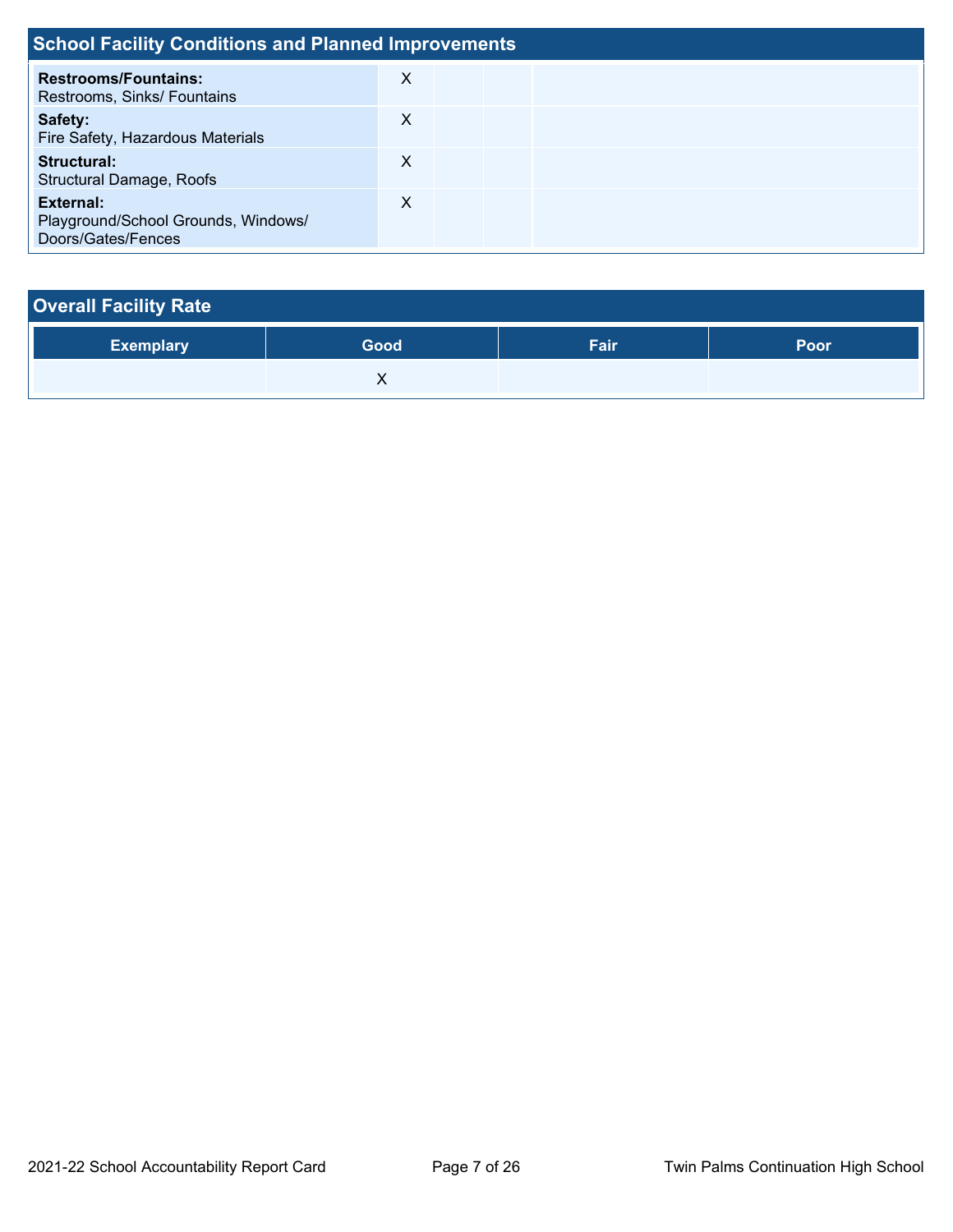## School Facility Conditions and Planned Improvements

| | | | | |
|---|---|---|---|---|
| **Restrooms/Fountains:** Restrooms, Sinks/ Fountains | X | | | |
| **Safety:** Fire Safety, Hazardous Materials | X | | | |
| **Structural:** Structural Damage, Roofs | X | | | |
| **External:** Playground/School Grounds, Windows/ Doors/Gates/Fences | X | | | |

## Overall Facility Rate

| Exemplary | Good | Fair | Poor |
|---|---|---|---|
| | X | | |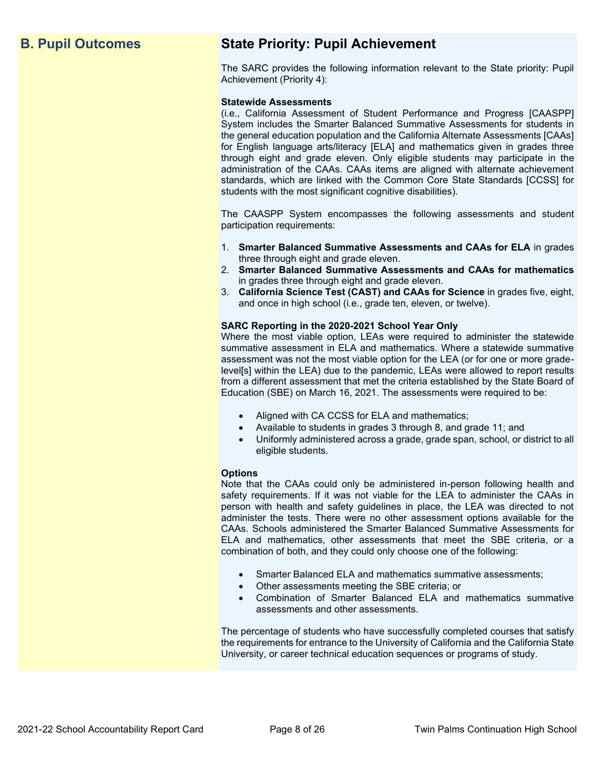## B. Pupil Outcomes

## State Priority: Pupil Achievement

The SARC provides the following information relevant to the State priority: Pupil Achievement (Priority 4):

**Statewide Assessments**
(i.e., California Assessment of Student Performance and Progress [CAASPP] System includes the Smarter Balanced Summative Assessments for students in the general education population and the California Alternate Assessments [CAAs] for English language arts/literacy [ELA] and mathematics given in grades three through eight and grade eleven. Only eligible students may participate in the administration of the CAAs. CAAs items are aligned with alternate achievement standards, which are linked with the Common Core State Standards [CCSS] for students with the most significant cognitive disabilities).

The CAASPP System encompasses the following assessments and student participation requirements:

1. **Smarter Balanced Summative Assessments and CAAs for ELA** in grades three through eight and grade eleven.
2. **Smarter Balanced Summative Assessments and CAAs for mathematics** in grades three through eight and grade eleven.
3. **California Science Test (CAST) and CAAs for Science** in grades five, eight, and once in high school (i.e., grade ten, eleven, or twelve).

**SARC Reporting in the 2020-2021 School Year Only**
Where the most viable option, LEAs were required to administer the statewide summative assessment in ELA and mathematics. Where a statewide summative assessment was not the most viable option for the LEA (or for one or more grade-level[s] within the LEA) due to the pandemic, LEAs were allowed to report results from a different assessment that met the criteria established by the State Board of Education (SBE) on March 16, 2021. The assessments were required to be:

- Aligned with CA CCSS for ELA and mathematics;
- Available to students in grades 3 through 8, and grade 11; and
- Uniformly administered across a grade, grade span, school, or district to all eligible students.

**Options**
Note that the CAAs could only be administered in-person following health and safety requirements. If it was not viable for the LEA to administer the CAAs in person with health and safety guidelines in place, the LEA was directed to not administer the tests. There were no other assessment options available for the CAAs. Schools administered the Smarter Balanced Summative Assessments for ELA and mathematics, other assessments that meet the SBE criteria, or a combination of both, and they could only choose one of the following:

- Smarter Balanced ELA and mathematics summative assessments;
- Other assessments meeting the SBE criteria; or
- Combination of Smarter Balanced ELA and mathematics summative assessments and other assessments.

The percentage of students who have successfully completed courses that satisfy the requirements for entrance to the University of California and the California State University, or career technical education sequences or programs of study.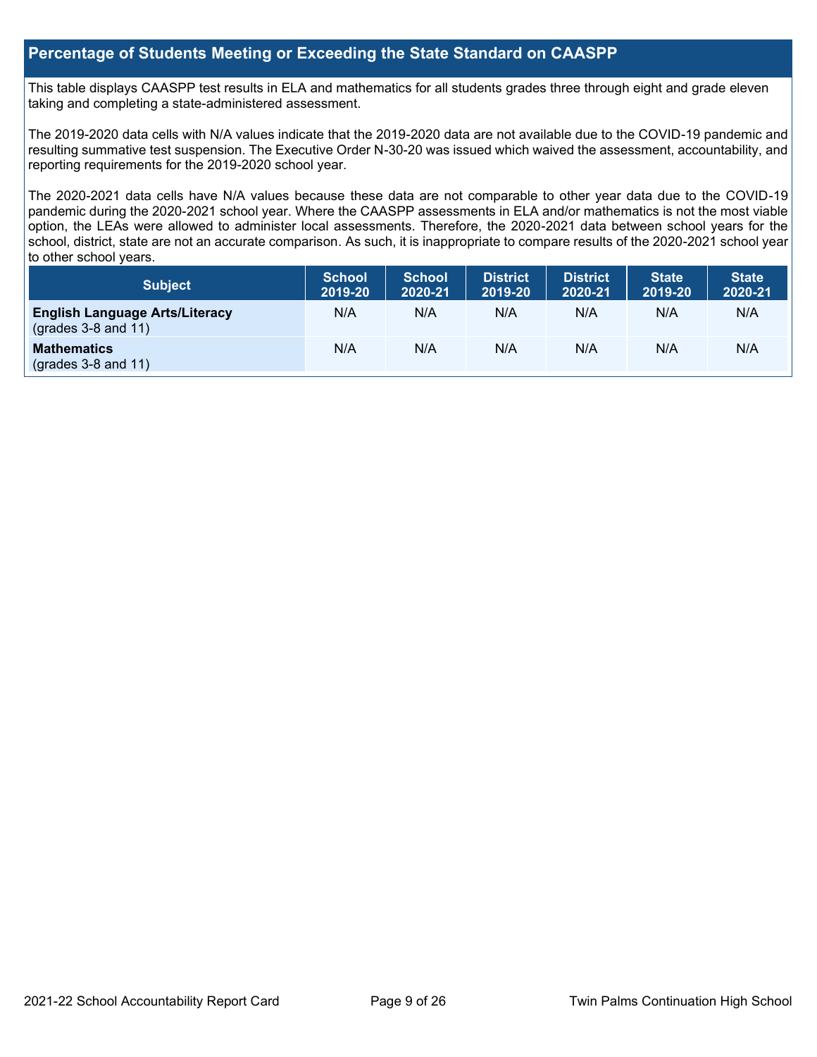## Percentage of Students Meeting or Exceeding the State Standard on CAASPP

This table displays CAASPP test results in ELA and mathematics for all students grades three through eight and grade eleven taking and completing a state-administered assessment.

The 2019-2020 data cells with N/A values indicate that the 2019-2020 data are not available due to the COVID-19 pandemic and resulting summative test suspension. The Executive Order N-30-20 was issued which waived the assessment, accountability, and reporting requirements for the 2019-2020 school year.

The 2020-2021 data cells have N/A values because these data are not comparable to other year data due to the COVID-19 pandemic during the 2020-2021 school year. Where the CAASPP assessments in ELA and/or mathematics is not the most viable option, the LEAs were allowed to administer local assessments. Therefore, the 2020-2021 data between school years for the school, district, state are not an accurate comparison. As such, it is inappropriate to compare results of the 2020-2021 school year to other school years.

| Subject | School 2019-20 | School 2020-21 | District 2019-20 | District 2020-21 | State 2019-20 | State 2020-21 |
|---|---|---|---|---|---|---|
| **English Language Arts/Literacy** (grades 3-8 and 11) | N/A | N/A | N/A | N/A | N/A | N/A |
| **Mathematics** (grades 3-8 and 11) | N/A | N/A | N/A | N/A | N/A | N/A |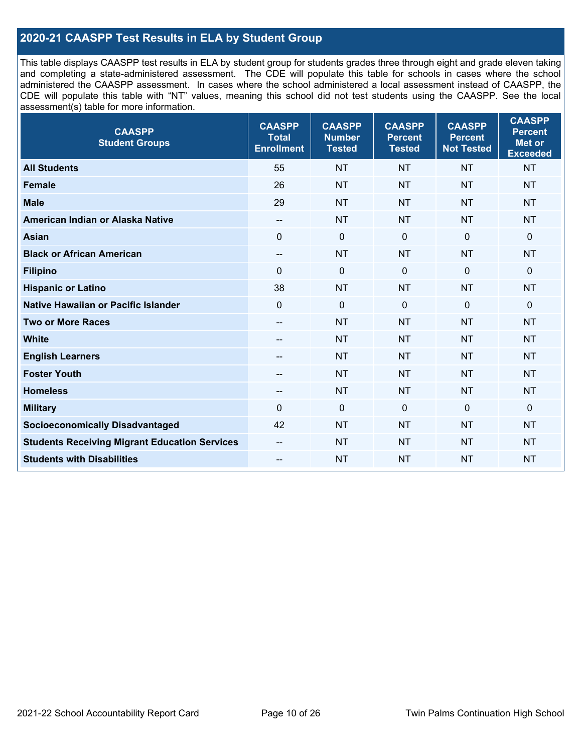## 2020-21 CAASPP Test Results in ELA by Student Group

This table displays CAASPP test results in ELA by student group for students grades three through eight and grade eleven taking and completing a state-administered assessment. The CDE will populate this table for schools in cases where the school administered the CAASPP assessment. In cases where the school administered a local assessment instead of CAASPP, the CDE will populate this table with "NT" values, meaning this school did not test students using the CAASPP. See the local assessment(s) table for more information.

| CAASPP Student Groups | CAASPP Total Enrollment | CAASPP Number Tested | CAASPP Percent Tested | CAASPP Percent Not Tested | CAASPP Percent Met or Exceeded |
|---|---|---|---|---|---|
| **All Students** | 55 | NT | NT | NT | NT |
| **Female** | 26 | NT | NT | NT | NT |
| **Male** | 29 | NT | NT | NT | NT |
| **American Indian or Alaska Native** | -- | NT | NT | NT | NT |
| **Asian** | 0 | 0 | 0 | 0 | 0 |
| **Black or African American** | -- | NT | NT | NT | NT |
| **Filipino** | 0 | 0 | 0 | 0 | 0 |
| **Hispanic or Latino** | 38 | NT | NT | NT | NT |
| **Native Hawaiian or Pacific Islander** | 0 | 0 | 0 | 0 | 0 |
| **Two or More Races** | -- | NT | NT | NT | NT |
| **White** | -- | NT | NT | NT | NT |
| **English Learners** | -- | NT | NT | NT | NT |
| **Foster Youth** | -- | NT | NT | NT | NT |
| **Homeless** | -- | NT | NT | NT | NT |
| **Military** | 0 | 0 | 0 | 0 | 0 |
| **Socioeconomically Disadvantaged** | 42 | NT | NT | NT | NT |
| **Students Receiving Migrant Education Services** | -- | NT | NT | NT | NT |
| **Students with Disabilities** | -- | NT | NT | NT | NT |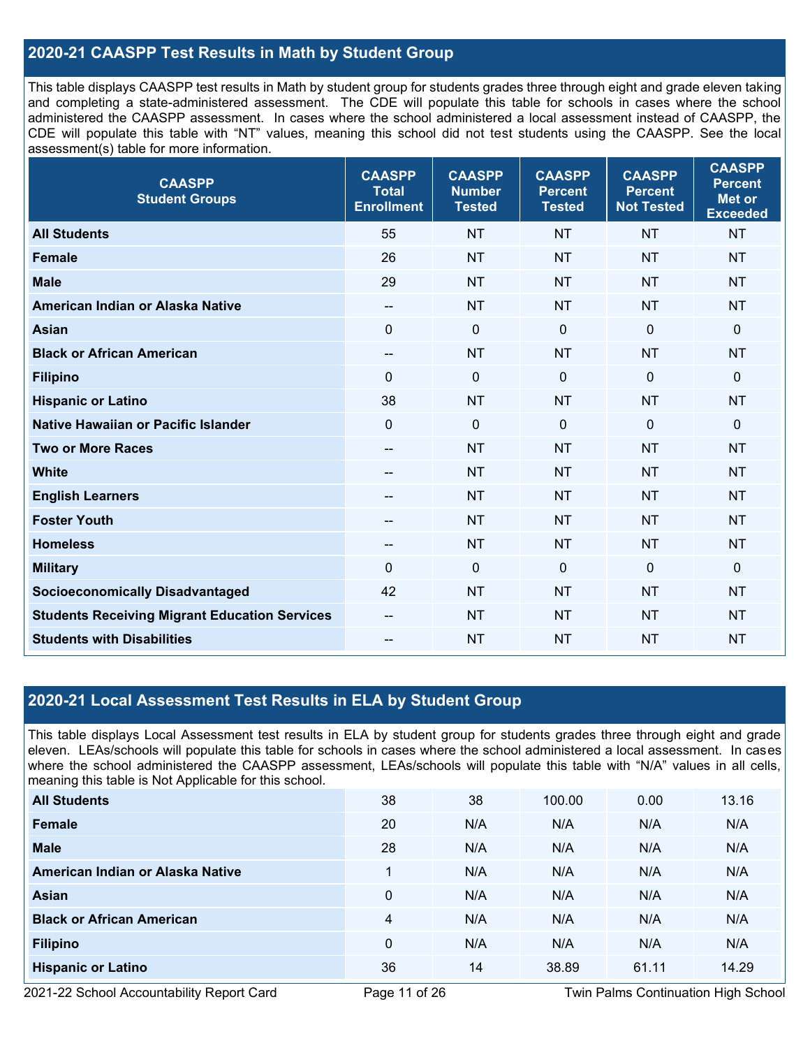## 2020-21 CAASPP Test Results in Math by Student Group

This table displays CAASPP test results in Math by student group for students grades three through eight and grade eleven taking and completing a state-administered assessment. The CDE will populate this table for schools in cases where the school administered the CAASPP assessment. In cases where the school administered a local assessment instead of CAASPP, the CDE will populate this table with "NT" values, meaning this school did not test students using the CAASPP. See the local assessment(s) table for more information.

| CAASPP Student Groups | CAASPP Total Enrollment | CAASPP Number Tested | CAASPP Percent Tested | CAASPP Percent Not Tested | CAASPP Percent Met or Exceeded |
|---|---|---|---|---|---|
| **All Students** | 55 | NT | NT | NT | NT |
| **Female** | 26 | NT | NT | NT | NT |
| **Male** | 29 | NT | NT | NT | NT |
| **American Indian or Alaska Native** | -- | NT | NT | NT | NT |
| **Asian** | 0 | 0 | 0 | 0 | 0 |
| **Black or African American** | -- | NT | NT | NT | NT |
| **Filipino** | 0 | 0 | 0 | 0 | 0 |
| **Hispanic or Latino** | 38 | NT | NT | NT | NT |
| **Native Hawaiian or Pacific Islander** | 0 | 0 | 0 | 0 | 0 |
| **Two or More Races** | -- | NT | NT | NT | NT |
| **White** | -- | NT | NT | NT | NT |
| **English Learners** | -- | NT | NT | NT | NT |
| **Foster Youth** | -- | NT | NT | NT | NT |
| **Homeless** | -- | NT | NT | NT | NT |
| **Military** | 0 | 0 | 0 | 0 | 0 |
| **Socioeconomically Disadvantaged** | 42 | NT | NT | NT | NT |
| **Students Receiving Migrant Education Services** | -- | NT | NT | NT | NT |
| **Students with Disabilities** | -- | NT | NT | NT | NT |

## 2020-21 Local Assessment Test Results in ELA by Student Group

This table displays Local Assessment test results in ELA by student group for students grades three through eight and grade eleven. LEAs/schools will populate this table for schools in cases where the school administered a local assessment. In cases where the school administered the CAASPP assessment, LEAs/schools will populate this table with "N/A" values in all cells, meaning this table is Not Applicable for this school.

| Student Groups | Total Enrollment | Number Tested | Percent Tested | Percent Not Tested | Percent Met or Exceeded |
|---|---|---|---|---|---|
| **All Students** | 38 | 38 | 100.00 | 0.00 | 13.16 |
| **Female** | 20 | N/A | N/A | N/A | N/A |
| **Male** | 28 | N/A | N/A | N/A | N/A |
| **American Indian or Alaska Native** | 1 | N/A | N/A | N/A | N/A |
| **Asian** | 0 | N/A | N/A | N/A | N/A |
| **Black or African American** | 4 | N/A | N/A | N/A | N/A |
| **Filipino** | 0 | N/A | N/A | N/A | N/A |
| **Hispanic or Latino** | 36 | 14 | 38.89 | 61.11 | 14.29 |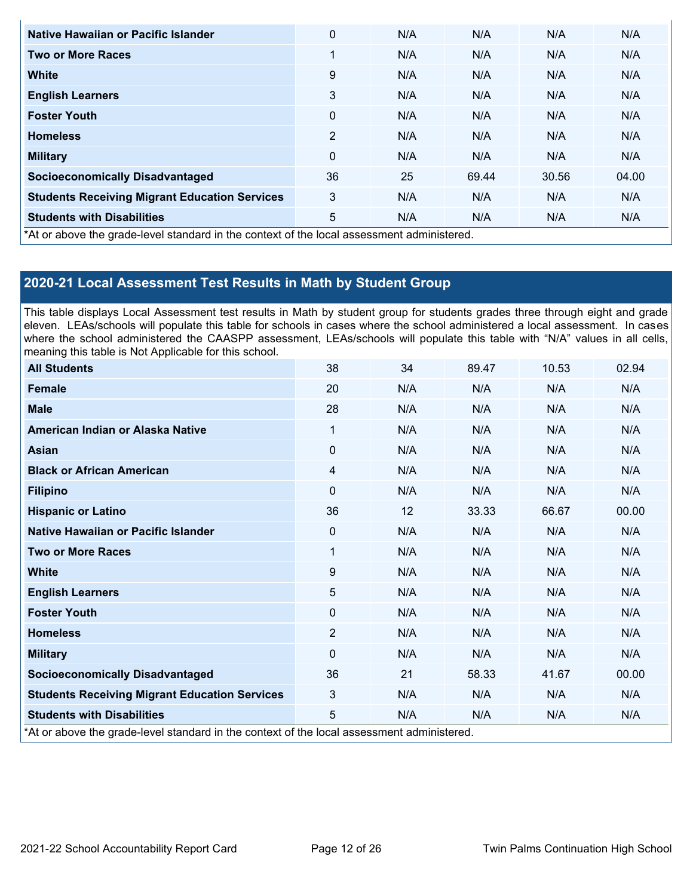| | | | | | |
|---|---|---|---|---|---|
| **Native Hawaiian or Pacific Islander** | 0 | N/A | N/A | N/A | N/A |
| **Two or More Races** | 1 | N/A | N/A | N/A | N/A |
| **White** | 9 | N/A | N/A | N/A | N/A |
| **English Learners** | 3 | N/A | N/A | N/A | N/A |
| **Foster Youth** | 0 | N/A | N/A | N/A | N/A |
| **Homeless** | 2 | N/A | N/A | N/A | N/A |
| **Military** | 0 | N/A | N/A | N/A | N/A |
| **Socioeconomically Disadvantaged** | 36 | 25 | 69.44 | 30.56 | 04.00 |
| **Students Receiving Migrant Education Services** | 3 | N/A | N/A | N/A | N/A |
| **Students with Disabilities** | 5 | N/A | N/A | N/A | N/A |

*At or above the grade-level standard in the context of the local assessment administered.

## 2020-21 Local Assessment Test Results in Math by Student Group

This table displays Local Assessment test results in Math by student group for students grades three through eight and grade eleven. LEAs/schools will populate this table for schools in cases where the school administered a local assessment. In cases where the school administered the CAASPP assessment, LEAs/schools will populate this table with "N/A" values in all cells, meaning this table is Not Applicable for this school.

| | | | | | |
|---|---|---|---|---|---|
| **All Students** | 38 | 34 | 89.47 | 10.53 | 02.94 |
| **Female** | 20 | N/A | N/A | N/A | N/A |
| **Male** | 28 | N/A | N/A | N/A | N/A |
| **American Indian or Alaska Native** | 1 | N/A | N/A | N/A | N/A |
| **Asian** | 0 | N/A | N/A | N/A | N/A |
| **Black or African American** | 4 | N/A | N/A | N/A | N/A |
| **Filipino** | 0 | N/A | N/A | N/A | N/A |
| **Hispanic or Latino** | 36 | 12 | 33.33 | 66.67 | 00.00 |
| **Native Hawaiian or Pacific Islander** | 0 | N/A | N/A | N/A | N/A |
| **Two or More Races** | 1 | N/A | N/A | N/A | N/A |
| **White** | 9 | N/A | N/A | N/A | N/A |
| **English Learners** | 5 | N/A | N/A | N/A | N/A |
| **Foster Youth** | 0 | N/A | N/A | N/A | N/A |
| **Homeless** | 2 | N/A | N/A | N/A | N/A |
| **Military** | 0 | N/A | N/A | N/A | N/A |
| **Socioeconomically Disadvantaged** | 36 | 21 | 58.33 | 41.67 | 00.00 |
| **Students Receiving Migrant Education Services** | 3 | N/A | N/A | N/A | N/A |
| **Students with Disabilities** | 5 | N/A | N/A | N/A | N/A |

*At or above the grade-level standard in the context of the local assessment administered.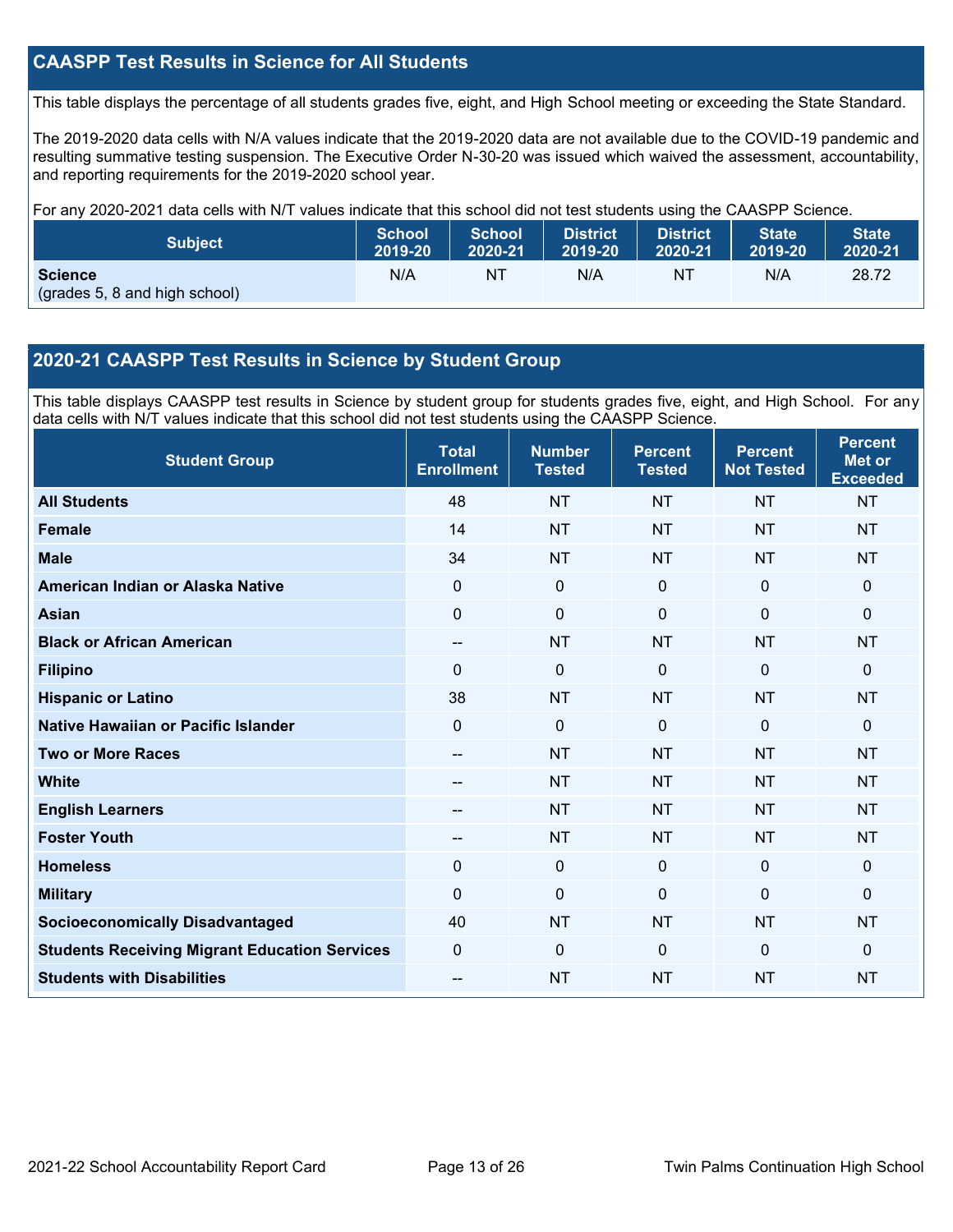## CAASPP Test Results in Science for All Students

This table displays the percentage of all students grades five, eight, and High School meeting or exceeding the State Standard.

The 2019-2020 data cells with N/A values indicate that the 2019-2020 data are not available due to the COVID-19 pandemic and resulting summative testing suspension. The Executive Order N-30-20 was issued which waived the assessment, accountability, and reporting requirements for the 2019-2020 school year.

For any 2020-2021 data cells with N/T values indicate that this school did not test students using the CAASPP Science.

| Subject | School 2019-20 | School 2020-21 | District 2019-20 | District 2020-21 | State 2019-20 | State 2020-21 |
|---|---|---|---|---|---|---|
| **Science** (grades 5, 8 and high school) | N/A | NT | N/A | NT | N/A | 28.72 |

## 2020-21 CAASPP Test Results in Science by Student Group

This table displays CAASPP test results in Science by student group for students grades five, eight, and High School. For any data cells with N/T values indicate that this school did not test students using the CAASPP Science.

| Student Group | Total Enrollment | Number Tested | Percent Tested | Percent Not Tested | Percent Met or Exceeded |
|---|---|---|---|---|---|
| **All Students** | 48 | NT | NT | NT | NT |
| **Female** | 14 | NT | NT | NT | NT |
| **Male** | 34 | NT | NT | NT | NT |
| **American Indian or Alaska Native** | 0 | 0 | 0 | 0 | 0 |
| **Asian** | 0 | 0 | 0 | 0 | 0 |
| **Black or African American** | -- | NT | NT | NT | NT |
| **Filipino** | 0 | 0 | 0 | 0 | 0 |
| **Hispanic or Latino** | 38 | NT | NT | NT | NT |
| **Native Hawaiian or Pacific Islander** | 0 | 0 | 0 | 0 | 0 |
| **Two or More Races** | -- | NT | NT | NT | NT |
| **White** | -- | NT | NT | NT | NT |
| **English Learners** | -- | NT | NT | NT | NT |
| **Foster Youth** | -- | NT | NT | NT | NT |
| **Homeless** | 0 | 0 | 0 | 0 | 0 |
| **Military** | 0 | 0 | 0 | 0 | 0 |
| **Socioeconomically Disadvantaged** | 40 | NT | NT | NT | NT |
| **Students Receiving Migrant Education Services** | 0 | 0 | 0 | 0 | 0 |
| **Students with Disabilities** | -- | NT | NT | NT | NT |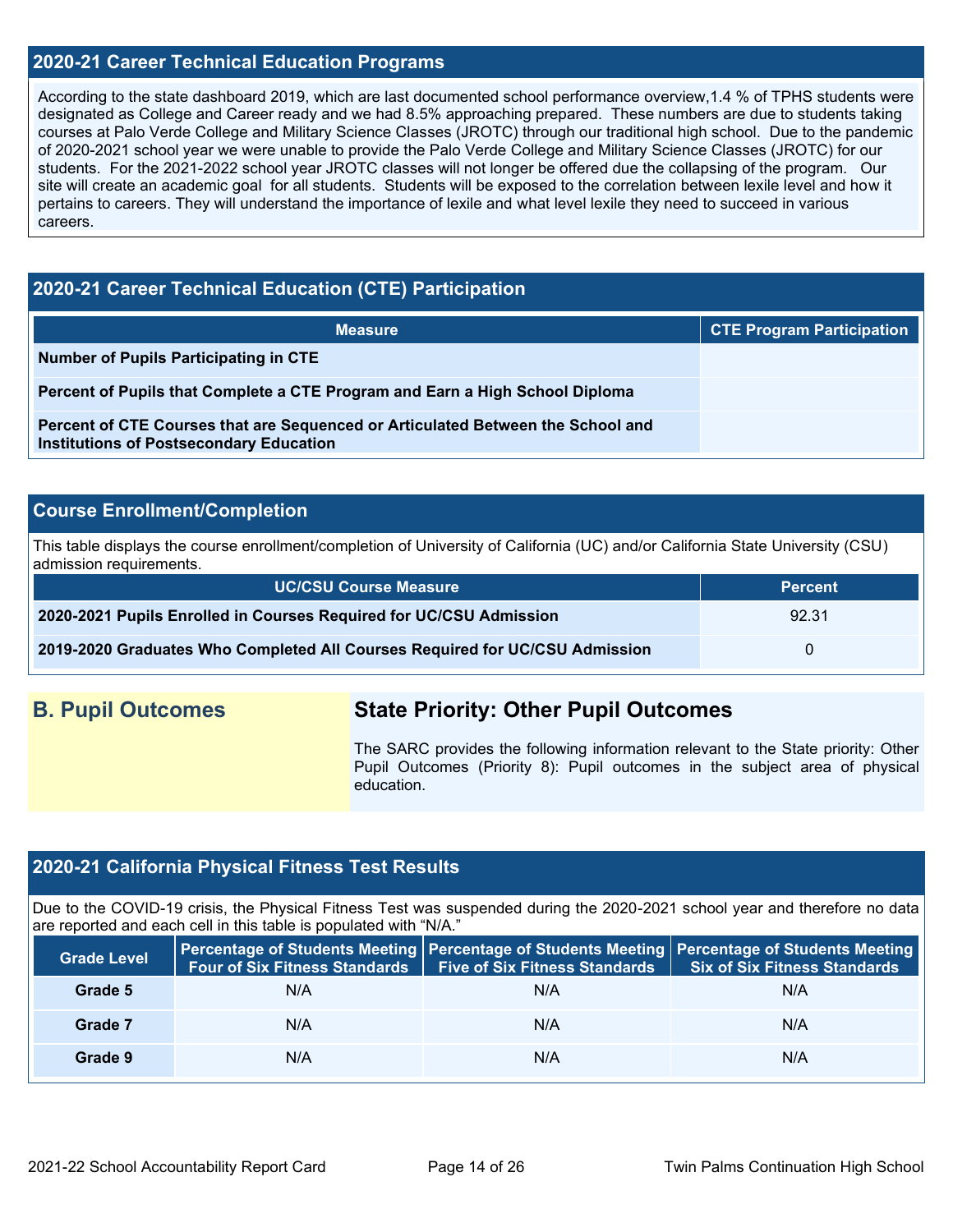## 2020-21 Career Technical Education Programs

According to the state dashboard 2019, which are last documented school performance overview,1.4 % of TPHS students were designated as College and Career ready and we had 8.5% approaching prepared. These numbers are due to students taking courses at Palo Verde College and Military Science Classes (JROTC) through our traditional high school. Due to the pandemic of 2020-2021 school year we were unable to provide the Palo Verde College and Military Science Classes (JROTC) for our students. For the 2021-2022 school year JROTC classes will not longer be offered due the collapsing of the program. Our site will create an academic goal for all students. Students will be exposed to the correlation between lexile level and how it pertains to careers. They will understand the importance of lexile and what level lexile they need to succeed in various careers.

## 2020-21 Career Technical Education (CTE) Participation

| Measure | CTE Program Participation |
|---|---|
| **Number of Pupils Participating in CTE** | |
| **Percent of Pupils that Complete a CTE Program and Earn a High School Diploma** | |
| **Percent of CTE Courses that are Sequenced or Articulated Between the School and Institutions of Postsecondary Education** | |

## Course Enrollment/Completion

This table displays the course enrollment/completion of University of California (UC) and/or California State University (CSU) admission requirements.

| UC/CSU Course Measure | Percent |
|---|---|
| **2020-2021 Pupils Enrolled in Courses Required for UC/CSU Admission** | 92.31 |
| **2019-2020 Graduates Who Completed All Courses Required for UC/CSU Admission** | 0 |

## B. Pupil Outcomes

### State Priority: Other Pupil Outcomes

The SARC provides the following information relevant to the State priority: Other Pupil Outcomes (Priority 8): Pupil outcomes in the subject area of physical education.

## 2020-21 California Physical Fitness Test Results

Due to the COVID-19 crisis, the Physical Fitness Test was suspended during the 2020-2021 school year and therefore no data are reported and each cell in this table is populated with "N/A."

| Grade Level | Percentage of Students Meeting Four of Six Fitness Standards | Percentage of Students Meeting Five of Six Fitness Standards | Percentage of Students Meeting Six of Six Fitness Standards |
|---|---|---|---|
| **Grade 5** | N/A | N/A | N/A |
| **Grade 7** | N/A | N/A | N/A |
| **Grade 9** | N/A | N/A | N/A |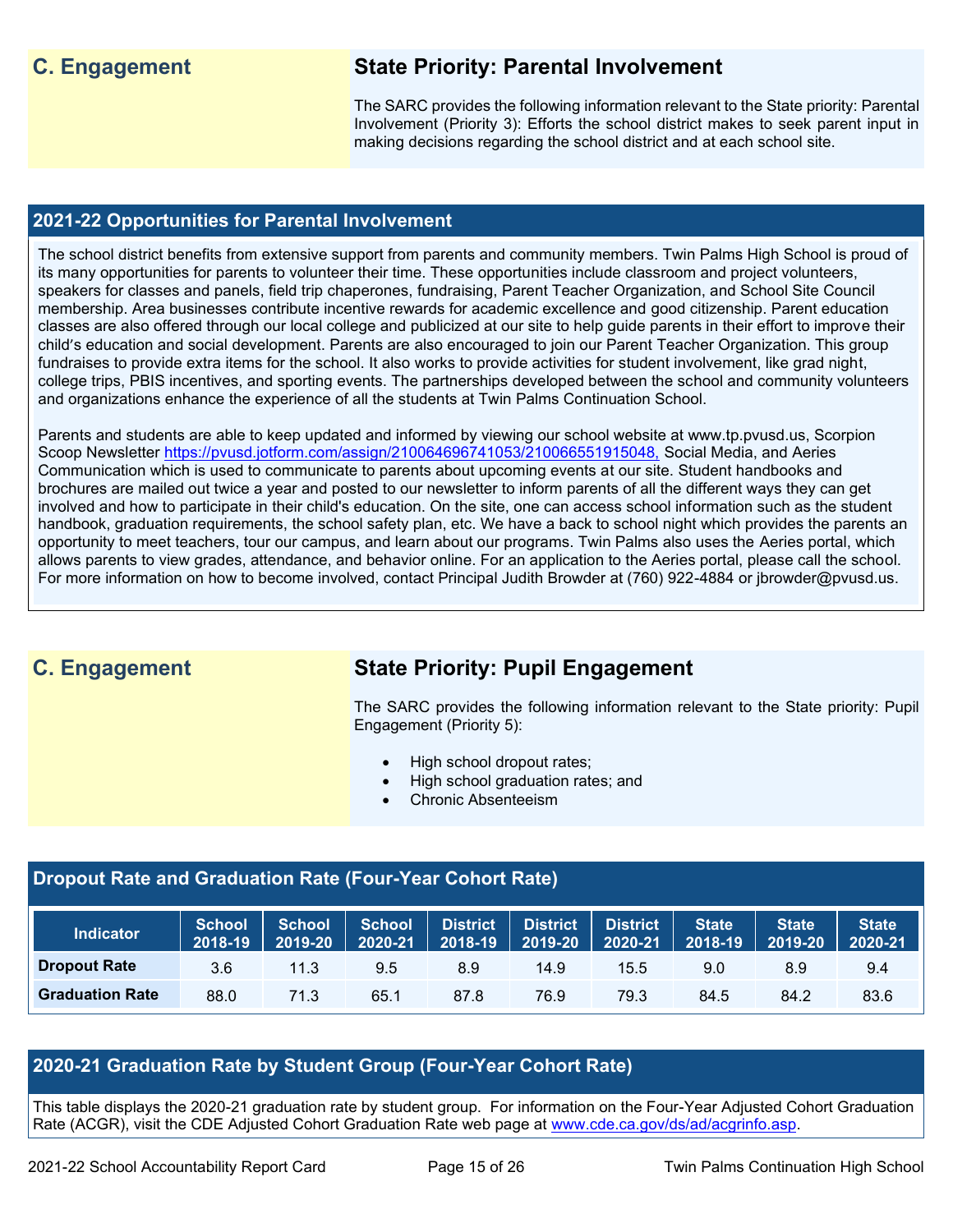## C. Engagement

### State Priority: Parental Involvement

The SARC provides the following information relevant to the State priority: Parental Involvement (Priority 3): Efforts the school district makes to seek parent input in making decisions regarding the school district and at each school site.

### 2021-22 Opportunities for Parental Involvement

The school district benefits from extensive support from parents and community members. Twin Palms High School is proud of its many opportunities for parents to volunteer their time. These opportunities include classroom and project volunteers, speakers for classes and panels, field trip chaperones, fundraising, Parent Teacher Organization, and School Site Council membership. Area businesses contribute incentive rewards for academic excellence and good citizenship. Parent education classes are also offered through our local college and publicized at our site to help guide parents in their effort to improve their child's education and social development. Parents are also encouraged to join our Parent Teacher Organization. This group fundraises to provide extra items for the school. It also works to provide activities for student involvement, like grad night, college trips, PBIS incentives, and sporting events. The partnerships developed between the school and community volunteers and organizations enhance the experience of all the students at Twin Palms Continuation School.

Parents and students are able to keep updated and informed by viewing our school website at www.tp.pvusd.us, Scorpion Scoop Newsletter https://pvusd.jotform.com/assign/210064696741053/210066551915048, Social Media, and Aeries Communication which is used to communicate to parents about upcoming events at our site. Student handbooks and brochures are mailed out twice a year and posted to our newsletter to inform parents of all the different ways they can get involved and how to participate in their child's education. On the site, one can access school information such as the student handbook, graduation requirements, the school safety plan, etc. We have a back to school night which provides the parents an opportunity to meet teachers, tour our campus, and learn about our programs. Twin Palms also uses the Aeries portal, which allows parents to view grades, attendance, and behavior online. For an application to the Aeries portal, please call the school. For more information on how to become involved, contact Principal Judith Browder at (760) 922-4884 or jbrowder@pvusd.us.

## C. Engagement

### State Priority: Pupil Engagement

The SARC provides the following information relevant to the State priority: Pupil Engagement (Priority 5):

- High school dropout rates;
- High school graduation rates; and
- Chronic Absenteeism

### Dropout Rate and Graduation Rate (Four-Year Cohort Rate)

| Indicator | School 2018-19 | School 2019-20 | School 2020-21 | District 2018-19 | District 2019-20 | District 2020-21 | State 2018-19 | State 2019-20 | State 2020-21 |
|---|---|---|---|---|---|---|---|---|---|
| Dropout Rate | 3.6 | 11.3 | 9.5 | 8.9 | 14.9 | 15.5 | 9.0 | 8.9 | 9.4 |
| Graduation Rate | 88.0 | 71.3 | 65.1 | 87.8 | 76.9 | 79.3 | 84.5 | 84.2 | 83.6 |

### 2020-21 Graduation Rate by Student Group (Four-Year Cohort Rate)

This table displays the 2020-21 graduation rate by student group. For information on the Four-Year Adjusted Cohort Graduation Rate (ACGR), visit the CDE Adjusted Cohort Graduation Rate web page at www.cde.ca.gov/ds/ad/acgrinfo.asp.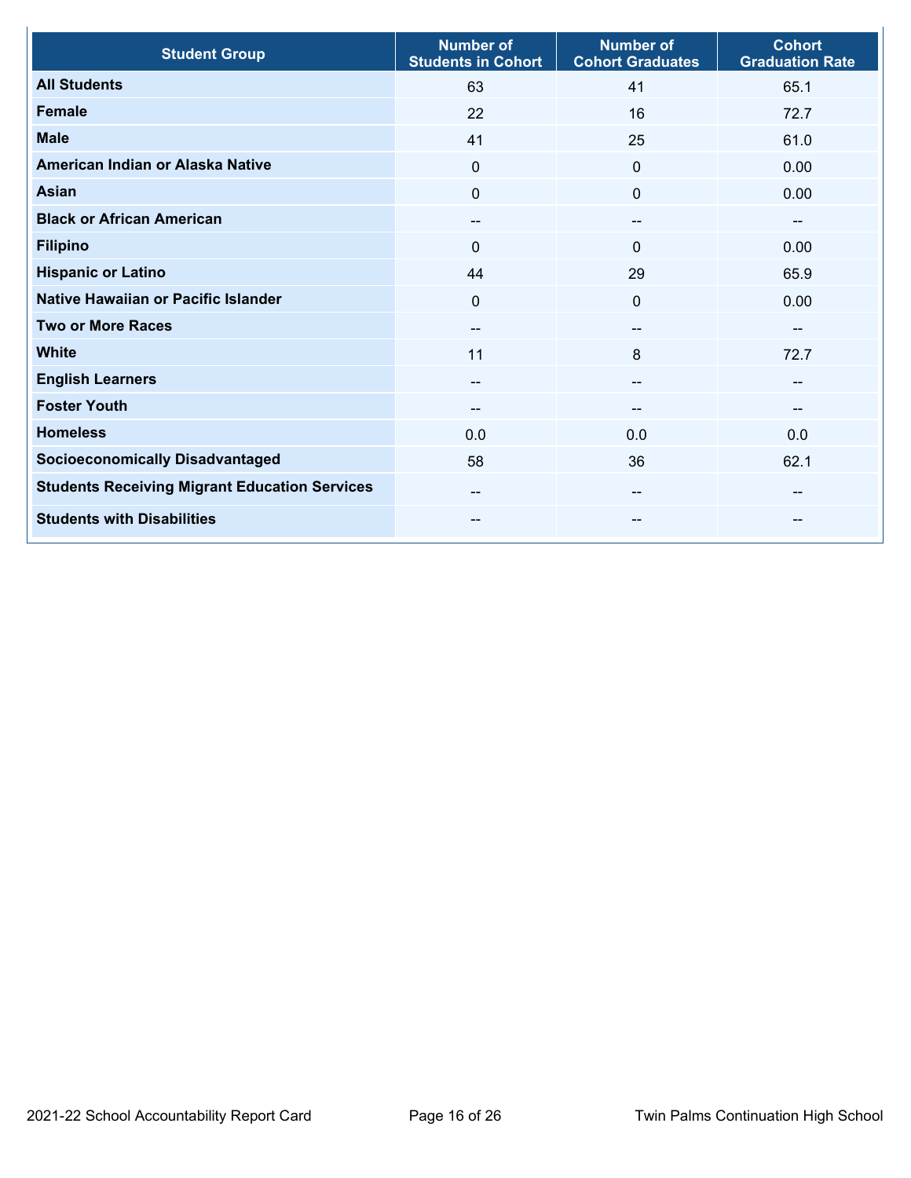| Student Group | Number of Students in Cohort | Number of Cohort Graduates | Cohort Graduation Rate |
|---|---|---|---|
| **All Students** | 63 | 41 | 65.1 |
| **Female** | 22 | 16 | 72.7 |
| **Male** | 41 | 25 | 61.0 |
| **American Indian or Alaska Native** | 0 | 0 | 0.00 |
| **Asian** | 0 | 0 | 0.00 |
| **Black or African American** | -- | -- | -- |
| **Filipino** | 0 | 0 | 0.00 |
| **Hispanic or Latino** | 44 | 29 | 65.9 |
| **Native Hawaiian or Pacific Islander** | 0 | 0 | 0.00 |
| **Two or More Races** | -- | -- | -- |
| **White** | 11 | 8 | 72.7 |
| **English Learners** | -- | -- | -- |
| **Foster Youth** | -- | -- | -- |
| **Homeless** | 0.0 | 0.0 | 0.0 |
| **Socioeconomically Disadvantaged** | 58 | 36 | 62.1 |
| **Students Receiving Migrant Education Services** | -- | -- | -- |
| **Students with Disabilities** | -- | -- | -- |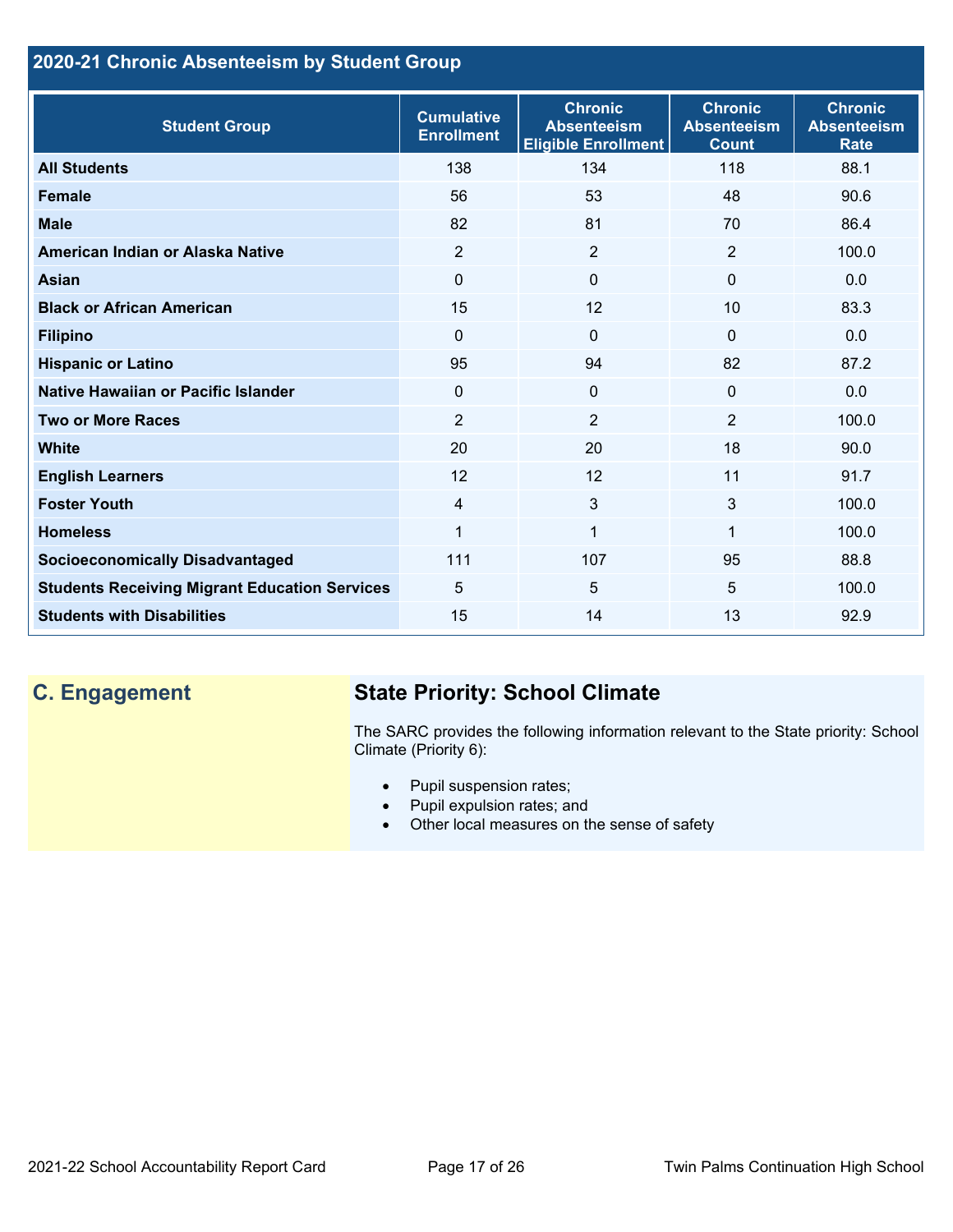## 2020-21 Chronic Absenteeism by Student Group

| Student Group | Cumulative Enrollment | Chronic Absenteeism Eligible Enrollment | Chronic Absenteeism Count | Chronic Absenteeism Rate |
|---|---|---|---|---|
| **All Students** | 138 | 134 | 118 | 88.1 |
| **Female** | 56 | 53 | 48 | 90.6 |
| **Male** | 82 | 81 | 70 | 86.4 |
| **American Indian or Alaska Native** | 2 | 2 | 2 | 100.0 |
| **Asian** | 0 | 0 | 0 | 0.0 |
| **Black or African American** | 15 | 12 | 10 | 83.3 |
| **Filipino** | 0 | 0 | 0 | 0.0 |
| **Hispanic or Latino** | 95 | 94 | 82 | 87.2 |
| **Native Hawaiian or Pacific Islander** | 0 | 0 | 0 | 0.0 |
| **Two or More Races** | 2 | 2 | 2 | 100.0 |
| **White** | 20 | 20 | 18 | 90.0 |
| **English Learners** | 12 | 12 | 11 | 91.7 |
| **Foster Youth** | 4 | 3 | 3 | 100.0 |
| **Homeless** | 1 | 1 | 1 | 100.0 |
| **Socioeconomically Disadvantaged** | 111 | 107 | 95 | 88.8 |
| **Students Receiving Migrant Education Services** | 5 | 5 | 5 | 100.0 |
| **Students with Disabilities** | 15 | 14 | 13 | 92.9 |

## C. Engagement

### State Priority: School Climate

The SARC provides the following information relevant to the State priority: School Climate (Priority 6):

- Pupil suspension rates;
- Pupil expulsion rates; and
- Other local measures on the sense of safety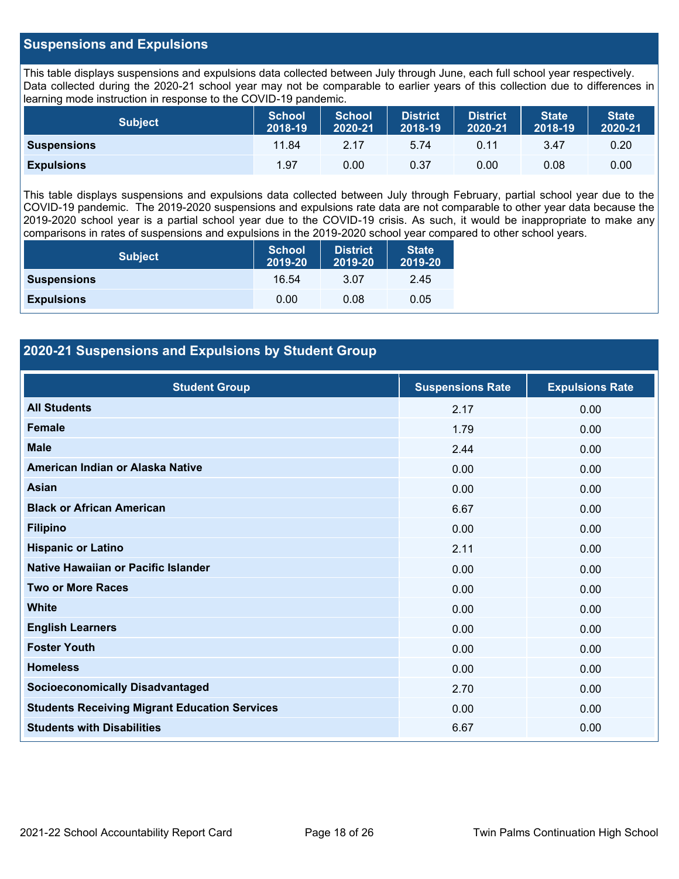## Suspensions and Expulsions

This table displays suspensions and expulsions data collected between July through June, each full school year respectively. Data collected during the 2020-21 school year may not be comparable to earlier years of this collection due to differences in learning mode instruction in response to the COVID-19 pandemic.

| Subject | School 2018-19 | School 2020-21 | District 2018-19 | District 2020-21 | State 2018-19 | State 2020-21 |
|---|---|---|---|---|---|---|
| **Suspensions** | 11.84 | 2.17 | 5.74 | 0.11 | 3.47 | 0.20 |
| **Expulsions** | 1.97 | 0.00 | 0.37 | 0.00 | 0.08 | 0.00 |

This table displays suspensions and expulsions data collected between July through February, partial school year due to the COVID-19 pandemic. The 2019-2020 suspensions and expulsions rate data are not comparable to other year data because the 2019-2020 school year is a partial school year due to the COVID-19 crisis. As such, it would be inappropriate to make any comparisons in rates of suspensions and expulsions in the 2019-2020 school year compared to other school years.

| Subject | School 2019-20 | District 2019-20 | State 2019-20 |
|---|---|---|---|
| **Suspensions** | 16.54 | 3.07 | 2.45 |
| **Expulsions** | 0.00 | 0.08 | 0.05 |

## 2020-21 Suspensions and Expulsions by Student Group

| Student Group | Suspensions Rate | Expulsions Rate |
|---|---|---|
| **All Students** | 2.17 | 0.00 |
| **Female** | 1.79 | 0.00 |
| **Male** | 2.44 | 0.00 |
| **American Indian or Alaska Native** | 0.00 | 0.00 |
| **Asian** | 0.00 | 0.00 |
| **Black or African American** | 6.67 | 0.00 |
| **Filipino** | 0.00 | 0.00 |
| **Hispanic or Latino** | 2.11 | 0.00 |
| **Native Hawaiian or Pacific Islander** | 0.00 | 0.00 |
| **Two or More Races** | 0.00 | 0.00 |
| **White** | 0.00 | 0.00 |
| **English Learners** | 0.00 | 0.00 |
| **Foster Youth** | 0.00 | 0.00 |
| **Homeless** | 0.00 | 0.00 |
| **Socioeconomically Disadvantaged** | 2.70 | 0.00 |
| **Students Receiving Migrant Education Services** | 0.00 | 0.00 |
| **Students with Disabilities** | 6.67 | 0.00 |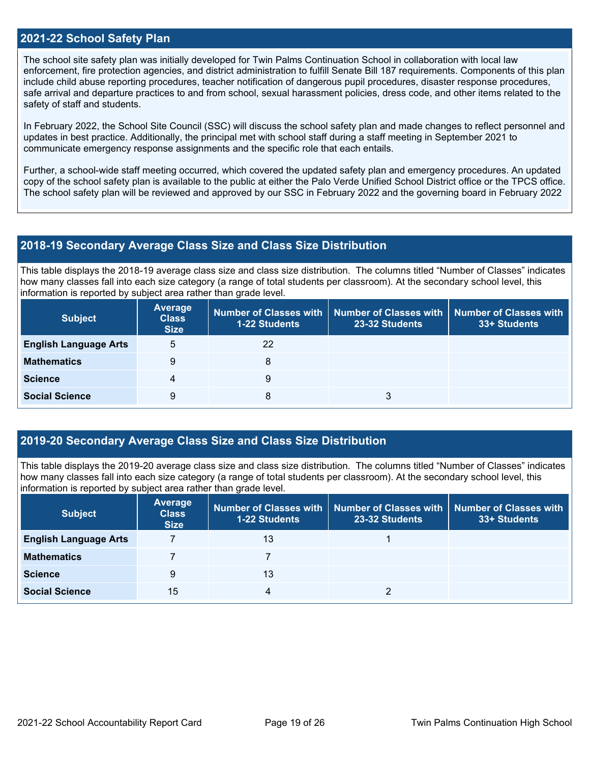## 2021-22 School Safety Plan

The school site safety plan was initially developed for Twin Palms Continuation School in collaboration with local law enforcement, fire protection agencies, and district administration to fulfill Senate Bill 187 requirements. Components of this plan include child abuse reporting procedures, teacher notification of dangerous pupil procedures, disaster response procedures, safe arrival and departure practices to and from school, sexual harassment policies, dress code, and other items related to the safety of staff and students.

In February 2022, the School Site Council (SSC) will discuss the school safety plan and made changes to reflect personnel and updates in best practice. Additionally, the principal met with school staff during a staff meeting in September 2021 to communicate emergency response assignments and the specific role that each entails.

Further, a school-wide staff meeting occurred, which covered the updated safety plan and emergency procedures. An updated copy of the school safety plan is available to the public at either the Palo Verde Unified School District office or the TPCS office. The school safety plan will be reviewed and approved by our SSC in February 2022 and the governing board in February 2022

## 2018-19 Secondary Average Class Size and Class Size Distribution

This table displays the 2018-19 average class size and class size distribution. The columns titled "Number of Classes" indicates how many classes fall into each size category (a range of total students per classroom). At the secondary school level, this information is reported by subject area rather than grade level.

| Subject | Average Class Size | Number of Classes with 1-22 Students | Number of Classes with 23-32 Students | Number of Classes with 33+ Students |
|---|---|---|---|---|
| English Language Arts | 5 | 22 | | |
| Mathematics | 9 | 8 | | |
| Science | 4 | 9 | | |
| Social Science | 9 | 8 | 3 | |

## 2019-20 Secondary Average Class Size and Class Size Distribution

This table displays the 2019-20 average class size and class size distribution. The columns titled "Number of Classes" indicates how many classes fall into each size category (a range of total students per classroom). At the secondary school level, this information is reported by subject area rather than grade level.

| Subject | Average Class Size | Number of Classes with 1-22 Students | Number of Classes with 23-32 Students | Number of Classes with 33+ Students |
|---|---|---|---|---|
| English Language Arts | 7 | 13 | 1 | |
| Mathematics | 7 | 7 | | |
| Science | 9 | 13 | | |
| Social Science | 15 | 4 | 2 | |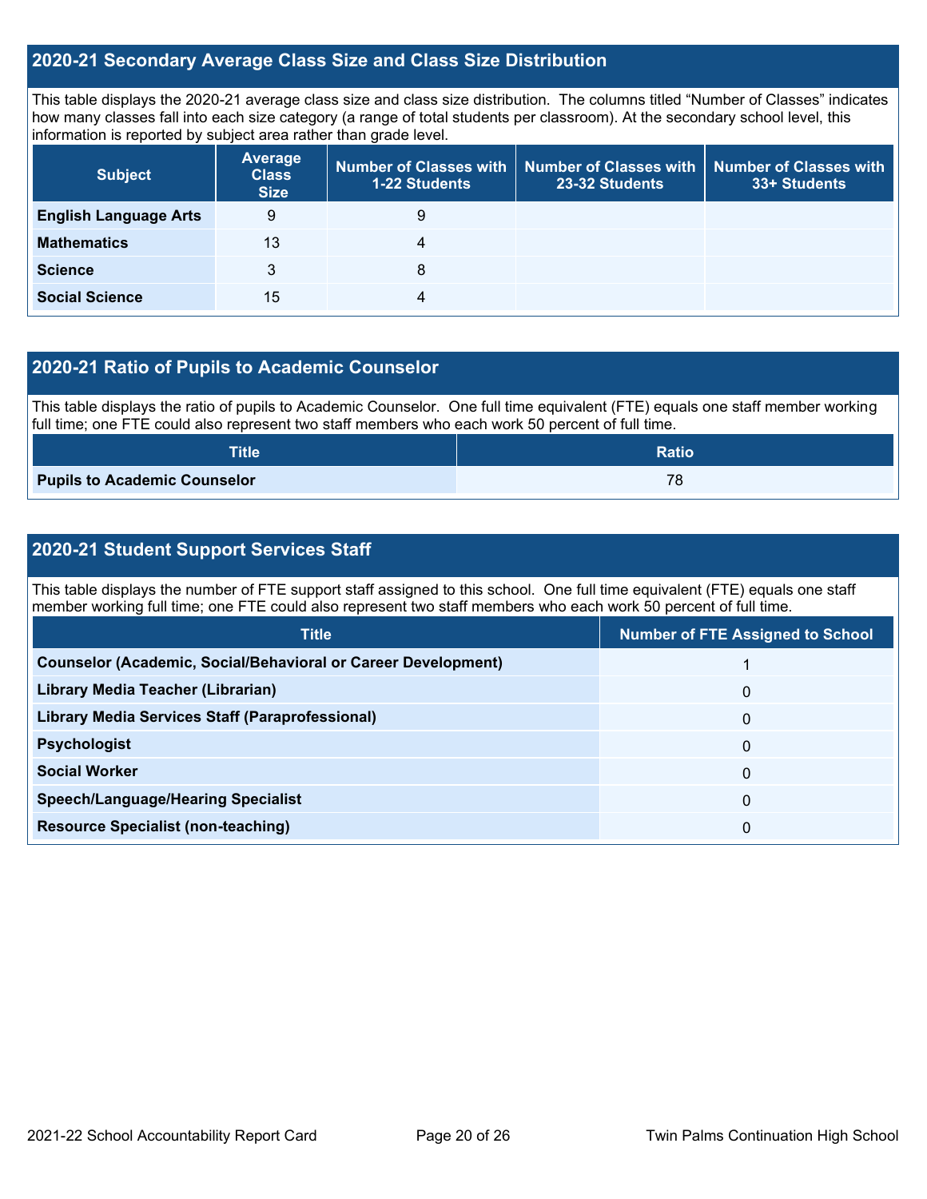## 2020-21 Secondary Average Class Size and Class Size Distribution

This table displays the 2020-21 average class size and class size distribution. The columns titled "Number of Classes" indicates how many classes fall into each size category (a range of total students per classroom). At the secondary school level, this information is reported by subject area rather than grade level.

| Subject | Average Class Size | Number of Classes with 1-22 Students | Number of Classes with 23-32 Students | Number of Classes with 33+ Students |
|---|---|---|---|---|
| **English Language Arts** | 9 | 9 | | |
| **Mathematics** | 13 | 4 | | |
| **Science** | 3 | 8 | | |
| **Social Science** | 15 | 4 | | |

## 2020-21 Ratio of Pupils to Academic Counselor

This table displays the ratio of pupils to Academic Counselor. One full time equivalent (FTE) equals one staff member working full time; one FTE could also represent two staff members who each work 50 percent of full time.

| Title | Ratio |
|---|---|
| **Pupils to Academic Counselor** | 78 |

## 2020-21 Student Support Services Staff

This table displays the number of FTE support staff assigned to this school. One full time equivalent (FTE) equals one staff member working full time; one FTE could also represent two staff members who each work 50 percent of full time.

| Title | Number of FTE Assigned to School |
|---|---|
| **Counselor (Academic, Social/Behavioral or Career Development)** | 1 |
| **Library Media Teacher (Librarian)** | 0 |
| **Library Media Services Staff (Paraprofessional)** | 0 |
| **Psychologist** | 0 |
| **Social Worker** | 0 |
| **Speech/Language/Hearing Specialist** | 0 |
| **Resource Specialist (non-teaching)** | 0 |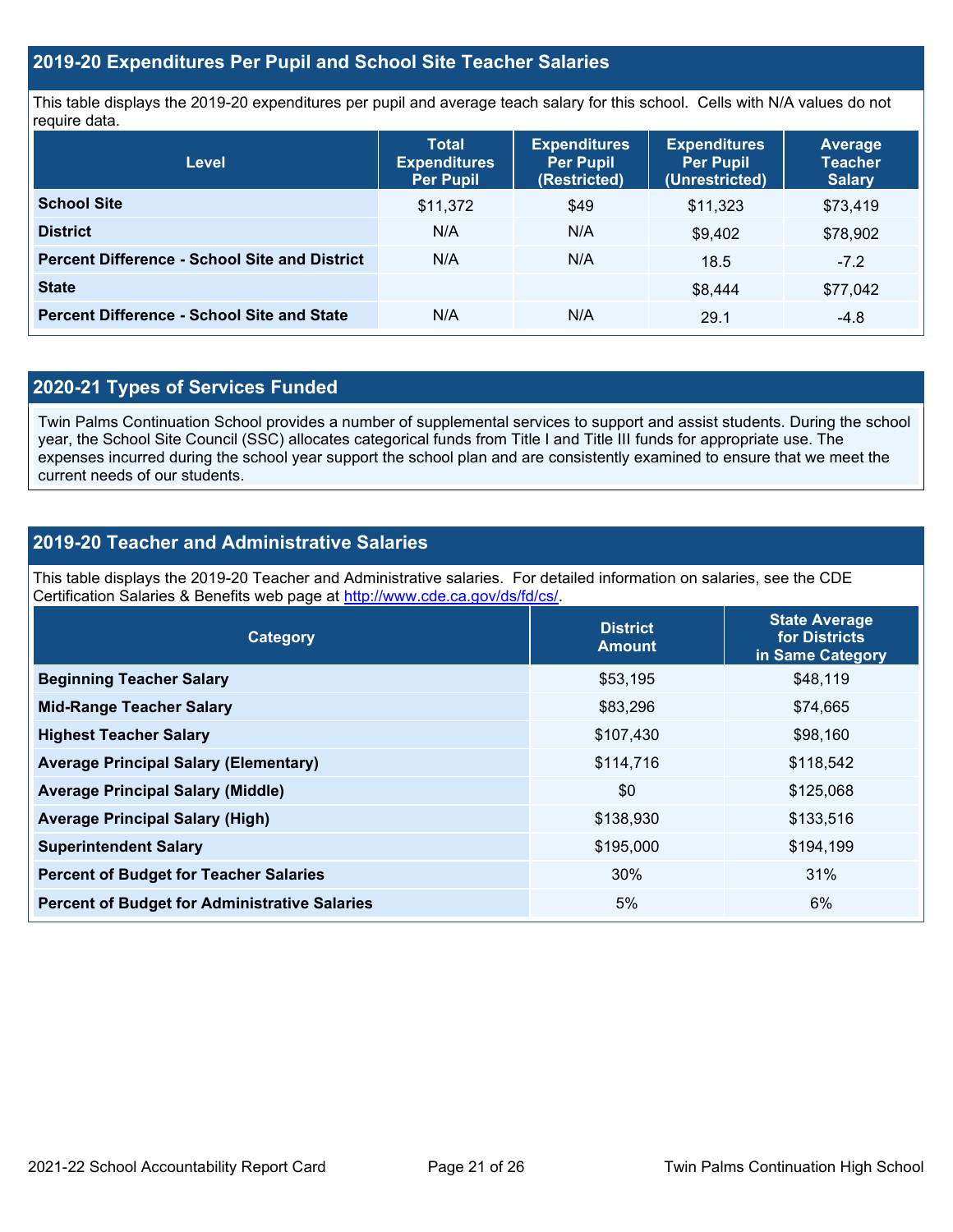## 2019-20 Expenditures Per Pupil and School Site Teacher Salaries

This table displays the 2019-20 expenditures per pupil and average teach salary for this school. Cells with N/A values do not require data.

| Level | Total Expenditures Per Pupil | Expenditures Per Pupil (Restricted) | Expenditures Per Pupil (Unrestricted) | Average Teacher Salary |
|---|---|---|---|---|
| **School Site** | $11,372 | $49 | $11,323 | $73,419 |
| **District** | N/A | N/A | $9,402 | $78,902 |
| **Percent Difference - School Site and District** | N/A | N/A | 18.5 | -7.2 |
| **State** | | | $8,444 | $77,042 |
| **Percent Difference - School Site and State** | N/A | N/A | 29.1 | -4.8 |

## 2020-21 Types of Services Funded

Twin Palms Continuation School provides a number of supplemental services to support and assist students. During the school year, the School Site Council (SSC) allocates categorical funds from Title I and Title III funds for appropriate use. The expenses incurred during the school year support the school plan and are consistently examined to ensure that we meet the current needs of our students.

## 2019-20 Teacher and Administrative Salaries

This table displays the 2019-20 Teacher and Administrative salaries. For detailed information on salaries, see the CDE Certification Salaries & Benefits web page at http://www.cde.ca.gov/ds/fd/cs/.

| Category | District Amount | State Average for Districts in Same Category |
|---|---|---|
| **Beginning Teacher Salary** | $53,195 | $48,119 |
| **Mid-Range Teacher Salary** | $83,296 | $74,665 |
| **Highest Teacher Salary** | $107,430 | $98,160 |
| **Average Principal Salary (Elementary)** | $114,716 | $118,542 |
| **Average Principal Salary (Middle)** | $0 | $125,068 |
| **Average Principal Salary (High)** | $138,930 | $133,516 |
| **Superintendent Salary** | $195,000 | $194,199 |
| **Percent of Budget for Teacher Salaries** | 30% | 31% |
| **Percent of Budget for Administrative Salaries** | 5% | 6% |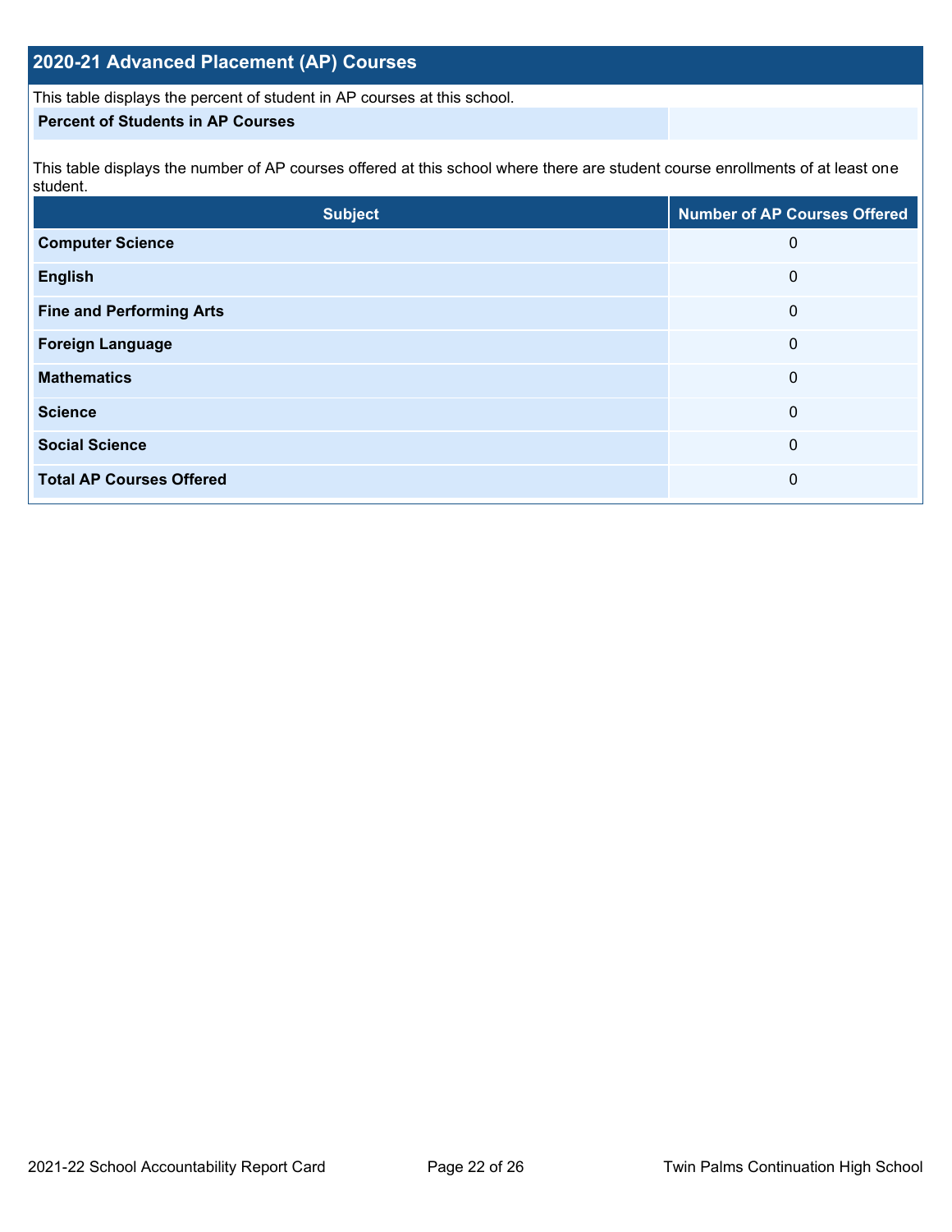## 2020-21 Advanced Placement (AP) Courses

This table displays the percent of student in AP courses at this school.

| Percent of Students in AP Courses | |
|---|---|

This table displays the number of AP courses offered at this school where there are student course enrollments of at least one student.

| Subject | Number of AP Courses Offered |
|---|---|
| **Computer Science** | 0 |
| **English** | 0 |
| **Fine and Performing Arts** | 0 |
| **Foreign Language** | 0 |
| **Mathematics** | 0 |
| **Science** | 0 |
| **Social Science** | 0 |
| **Total AP Courses Offered** | 0 |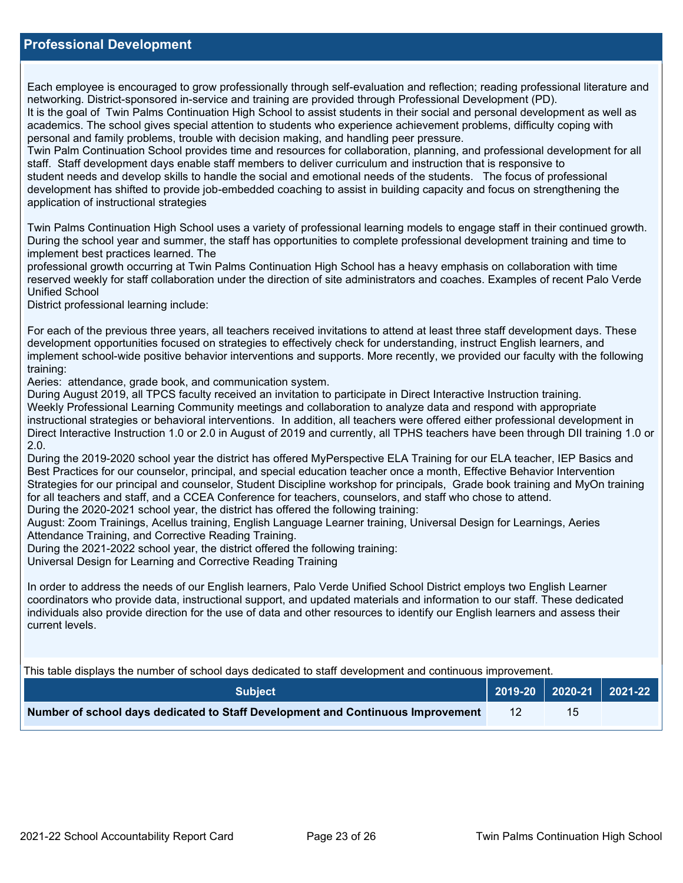## Professional Development

Each employee is encouraged to grow professionally through self-evaluation and reflection; reading professional literature and networking. District-sponsored in-service and training are provided through Professional Development (PD).
It is the goal of Twin Palms Continuation High School to assist students in their social and personal development as well as academics. The school gives special attention to students who experience achievement problems, difficulty coping with personal and family problems, trouble with decision making, and handling peer pressure.
Twin Palm Continuation School provides time and resources for collaboration, planning, and professional development for all staff. Staff development days enable staff members to deliver curriculum and instruction that is responsive to student needs and develop skills to handle the social and emotional needs of the students. The focus of professional development has shifted to provide job-embedded coaching to assist in building capacity and focus on strengthening the application of instructional strategies

Twin Palms Continuation High School uses a variety of professional learning models to engage staff in their continued growth. During the school year and summer, the staff has opportunities to complete professional development training and time to implement best practices learned. The
professional growth occurring at Twin Palms Continuation High School has a heavy emphasis on collaboration with time reserved weekly for staff collaboration under the direction of site administrators and coaches. Examples of recent Palo Verde Unified School
District professional learning include:

For each of the previous three years, all teachers received invitations to attend at least three staff development days. These development opportunities focused on strategies to effectively check for understanding, instruct English learners, and implement school-wide positive behavior interventions and supports. More recently, we provided our faculty with the following training:
Aeries: attendance, grade book, and communication system.
During August 2019, all TPCS faculty received an invitation to participate in Direct Interactive Instruction training.
Weekly Professional Learning Community meetings and collaboration to analyze data and respond with appropriate instructional strategies or behavioral interventions. In addition, all teachers were offered either professional development in Direct Interactive Instruction 1.0 or 2.0 in August of 2019 and currently, all TPHS teachers have been through DII training 1.0 or 2.0.
During the 2019-2020 school year the district has offered MyPerspective ELA Training for our ELA teacher, IEP Basics and Best Practices for our counselor, principal, and special education teacher once a month, Effective Behavior Intervention Strategies for our principal and counselor, Student Discipline workshop for principals, Grade book training and MyOn training for all teachers and staff, and a CCEA Conference for teachers, counselors, and staff who chose to attend.
During the 2020-2021 school year, the district has offered the following training:
August: Zoom Trainings, Acellus training, English Language Learner training, Universal Design for Learnings, Aeries Attendance Training, and Corrective Reading Training.
During the 2021-2022 school year, the district offered the following training:
Universal Design for Learning and Corrective Reading Training

In order to address the needs of our English learners, Palo Verde Unified School District employs two English Learner coordinators who provide data, instructional support, and updated materials and information to our staff. These dedicated individuals also provide direction for the use of data and other resources to identify our English learners and assess their current levels.

This table displays the number of school days dedicated to staff development and continuous improvement.

| Subject | 2019-20 | 2020-21 | 2021-22 |
| --- | --- | --- | --- |
| Number of school days dedicated to Staff Development and Continuous Improvement | 12 | 15 | |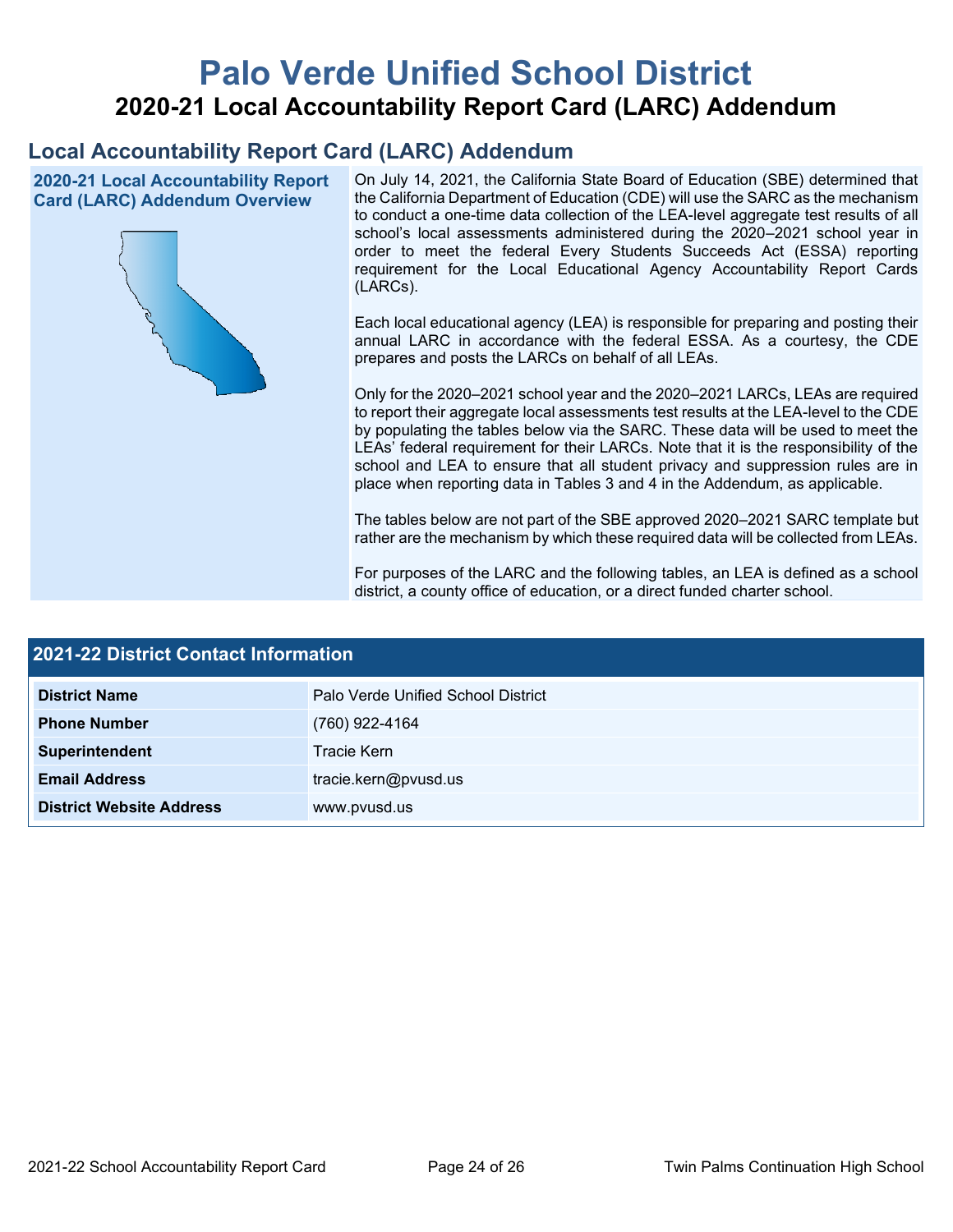# Palo Verde Unified School District

## 2020-21 Local Accountability Report Card (LARC) Addendum

## Local Accountability Report Card (LARC) Addendum

### 2020-21 Local Accountability Report Card (LARC) Addendum Overview

On July 14, 2021, the California State Board of Education (SBE) determined that the California Department of Education (CDE) will use the SARC as the mechanism to conduct a one-time data collection of the LEA-level aggregate test results of all school's local assessments administered during the 2020–2021 school year in order to meet the federal Every Students Succeeds Act (ESSA) reporting requirement for the Local Educational Agency Accountability Report Cards (LARCs).

Each local educational agency (LEA) is responsible for preparing and posting their annual LARC in accordance with the federal ESSA. As a courtesy, the CDE prepares and posts the LARCs on behalf of all LEAs.

Only for the 2020–2021 school year and the 2020–2021 LARCs, LEAs are required to report their aggregate local assessments test results at the LEA-level to the CDE by populating the tables below via the SARC. These data will be used to meet the LEAs' federal requirement for their LARCs. Note that it is the responsibility of the school and LEA to ensure that all student privacy and suppression rules are in place when reporting data in Tables 3 and 4 in the Addendum, as applicable.

The tables below are not part of the SBE approved 2020–2021 SARC template but rather are the mechanism by which these required data will be collected from LEAs.

For purposes of the LARC and the following tables, an LEA is defined as a school district, a county office of education, or a direct funded charter school.

### 2021-22 District Contact Information

| 2021-22 District Contact Information | |
|---|---|
| District Name | Palo Verde Unified School District |
| Phone Number | (760) 922-4164 |
| Superintendent | Tracie Kern |
| Email Address | tracie.kern@pvusd.us |
| District Website Address | www.pvusd.us |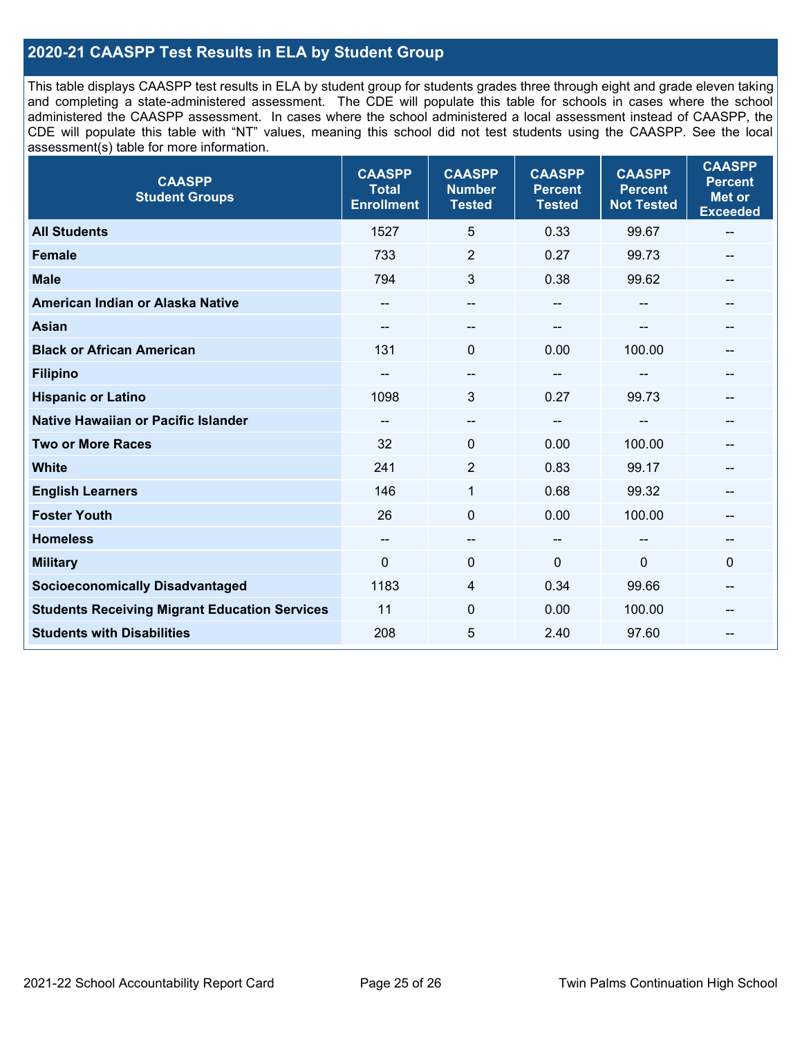## 2020-21 CAASPP Test Results in ELA by Student Group

This table displays CAASPP test results in ELA by student group for students grades three through eight and grade eleven taking and completing a state-administered assessment. The CDE will populate this table for schools in cases where the school administered the CAASPP assessment. In cases where the school administered a local assessment instead of CAASPP, the CDE will populate this table with "NT" values, meaning this school did not test students using the CAASPP. See the local assessment(s) table for more information.

| CAASPP Student Groups | CAASPP Total Enrollment | CAASPP Number Tested | CAASPP Percent Tested | CAASPP Percent Not Tested | CAASPP Percent Met or Exceeded |
|---|---|---|---|---|---|
| **All Students** | 1527 | 5 | 0.33 | 99.67 | -- |
| **Female** | 733 | 2 | 0.27 | 99.73 | -- |
| **Male** | 794 | 3 | 0.38 | 99.62 | -- |
| **American Indian or Alaska Native** | -- | -- | -- | -- | -- |
| **Asian** | -- | -- | -- | -- | -- |
| **Black or African American** | 131 | 0 | 0.00 | 100.00 | -- |
| **Filipino** | -- | -- | -- | -- | -- |
| **Hispanic or Latino** | 1098 | 3 | 0.27 | 99.73 | -- |
| **Native Hawaiian or Pacific Islander** | -- | -- | -- | -- | -- |
| **Two or More Races** | 32 | 0 | 0.00 | 100.00 | -- |
| **White** | 241 | 2 | 0.83 | 99.17 | -- |
| **English Learners** | 146 | 1 | 0.68 | 99.32 | -- |
| **Foster Youth** | 26 | 0 | 0.00 | 100.00 | -- |
| **Homeless** | -- | -- | -- | -- | -- |
| **Military** | 0 | 0 | 0 | 0 | 0 |
| **Socioeconomically Disadvantaged** | 1183 | 4 | 0.34 | 99.66 | -- |
| **Students Receiving Migrant Education Services** | 11 | 0 | 0.00 | 100.00 | -- |
| **Students with Disabilities** | 208 | 5 | 2.40 | 97.60 | -- |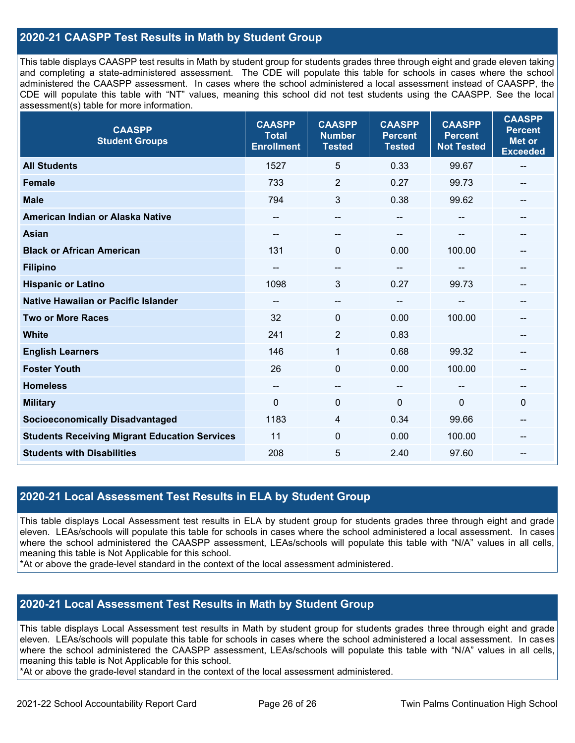## 2020-21 CAASPP Test Results in Math by Student Group

This table displays CAASPP test results in Math by student group for students grades three through eight and grade eleven taking and completing a state-administered assessment. The CDE will populate this table for schools in cases where the school administered the CAASPP assessment. In cases where the school administered a local assessment instead of CAASPP, the CDE will populate this table with "NT" values, meaning this school did not test students using the CAASPP. See the local assessment(s) table for more information.

| CAASPP Student Groups | CAASPP Total Enrollment | CAASPP Number Tested | CAASPP Percent Tested | CAASPP Percent Not Tested | CAASPP Percent Met or Exceeded |
|---|---|---|---|---|---|
| **All Students** | 1527 | 5 | 0.33 | 99.67 | -- |
| **Female** | 733 | 2 | 0.27 | 99.73 | -- |
| **Male** | 794 | 3 | 0.38 | 99.62 | -- |
| **American Indian or Alaska Native** | -- | -- | -- | -- | -- |
| **Asian** | -- | -- | -- | -- | -- |
| **Black or African American** | 131 | 0 | 0.00 | 100.00 | -- |
| **Filipino** | -- | -- | -- | -- | -- |
| **Hispanic or Latino** | 1098 | 3 | 0.27 | 99.73 | -- |
| **Native Hawaiian or Pacific Islander** | -- | -- | -- | -- | -- |
| **Two or More Races** | 32 | 0 | 0.00 | 100.00 | -- |
| **White** | 241 | 2 | 0.83 | | -- |
| **English Learners** | 146 | 1 | 0.68 | 99.32 | -- |
| **Foster Youth** | 26 | 0 | 0.00 | 100.00 | -- |
| **Homeless** | -- | -- | -- | -- | -- |
| **Military** | 0 | 0 | 0 | 0 | 0 |
| **Socioeconomically Disadvantaged** | 1183 | 4 | 0.34 | 99.66 | -- |
| **Students Receiving Migrant Education Services** | 11 | 0 | 0.00 | 100.00 | -- |
| **Students with Disabilities** | 208 | 5 | 2.40 | 97.60 | -- |

## 2020-21 Local Assessment Test Results in ELA by Student Group

This table displays Local Assessment test results in ELA by student group for students grades three through eight and grade eleven. LEAs/schools will populate this table for schools in cases where the school administered a local assessment. In cases where the school administered the CAASPP assessment, LEAs/schools will populate this table with "N/A" values in all cells, meaning this table is Not Applicable for this school.

*At or above the grade-level standard in the context of the local assessment administered.

## 2020-21 Local Assessment Test Results in Math by Student Group

This table displays Local Assessment test results in Math by student group for students grades three through eight and grade eleven. LEAs/schools will populate this table for schools in cases where the school administered a local assessment. In cases where the school administered the CAASPP assessment, LEAs/schools will populate this table with "N/A" values in all cells, meaning this table is Not Applicable for this school.

*At or above the grade-level standard in the context of the local assessment administered.